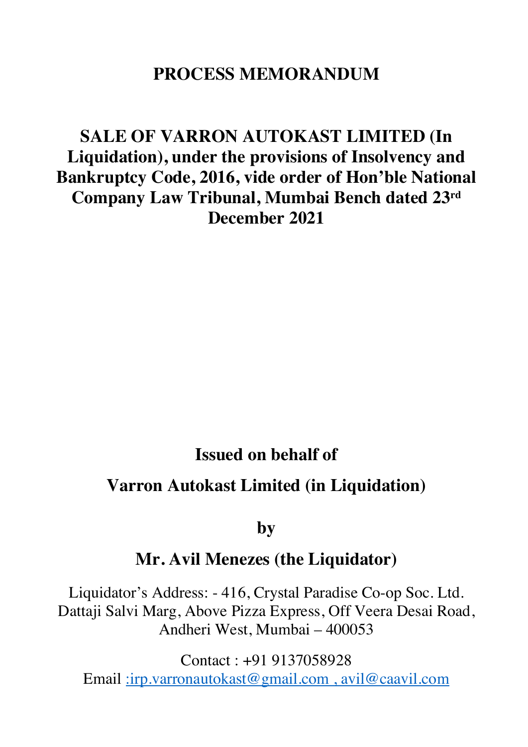# PROCESS MEMORANDUM

## SALE OF VARRON AUTOKAST LIMITED (In Liquidation), under the provisions of Insolvency and Bankruptcy Code, 2016, vide order of Hon'ble National Company Law Tribunal, Mumbai Bench dated 23rd December 2021

**Issued on behalf of**

**Varron Autokast Limited (in Liquidation)**

**by**

**Mr. Avil Menezes (the Liquidator)**

Liquidator's Address: - 416, Crystal Paradise Co-op Soc. Ltd. Dattaji Salvi Marg, Above Pizza Express, Off Veera Desai Road, Andheri West, Mumbai – 400053

Contact : +91 9137058928
Email :irp.varronautokast@gmail.com , avil@caavil.com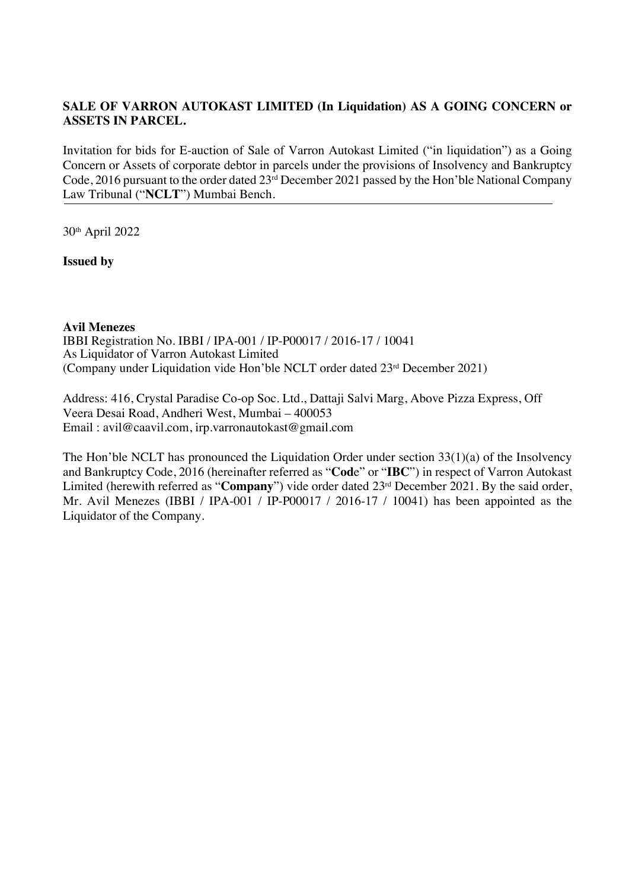**SALE OF VARRON AUTOKAST LIMITED (In Liquidation) AS A GOING CONCERN or ASSETS IN PARCEL.**

Invitation for bids for E-auction of Sale of Varron Autokast Limited ("in liquidation") as a Going Concern or Assets of corporate debtor in parcels under the provisions of Insolvency and Bankruptcy Code, 2016 pursuant to the order dated 23rd December 2021 passed by the Hon'ble National Company Law Tribunal ("**NCLT**") Mumbai Bench.

---

30th April 2022

**Issued by**

**Avil Menezes**
IBBI Registration No. IBBI / IPA-001 / IP-P00017 / 2016-17 / 10041
As Liquidator of Varron Autokast Limited
(Company under Liquidation vide Hon'ble NCLT order dated 23rd December 2021)

Address: 416, Crystal Paradise Co-op Soc. Ltd., Dattaji Salvi Marg, Above Pizza Express, Off Veera Desai Road, Andheri West, Mumbai – 400053
Email : avil@caavil.com, irp.varronautokast@gmail.com

The Hon'ble NCLT has pronounced the Liquidation Order under section 33(1)(a) of the Insolvency and Bankruptcy Code, 2016 (hereinafter referred as "**Code**" or "**IBC**") in respect of Varron Autokast Limited (herewith referred as "**Company**") vide order dated 23rd December 2021. By the said order, Mr. Avil Menezes (IBBI / IPA-001 / IP-P00017 / 2016-17 / 10041) has been appointed as the Liquidator of the Company.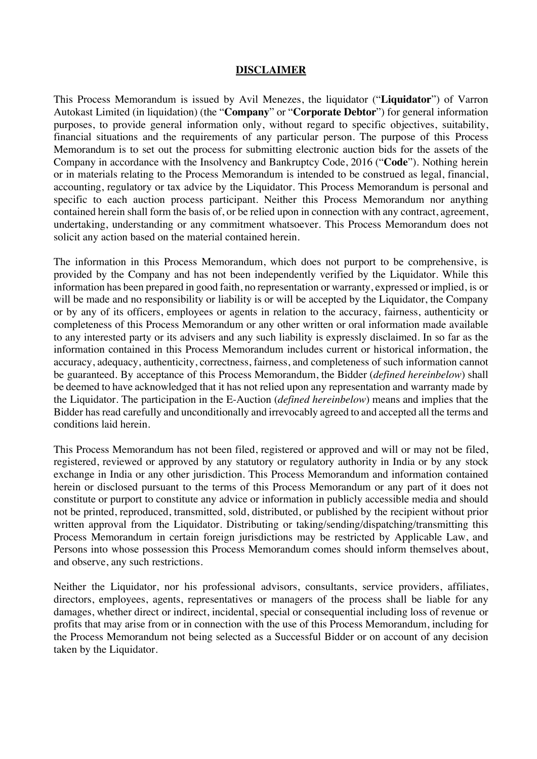# **DISCLAIMER**

This Process Memorandum is issued by Avil Menezes, the liquidator ("**Liquidator**") of Varron Autokast Limited (in liquidation) (the "**Company**" or "**Corporate Debtor**") for general information purposes, to provide general information only, without regard to specific objectives, suitability, financial situations and the requirements of any particular person. The purpose of this Process Memorandum is to set out the process for submitting electronic auction bids for the assets of the Company in accordance with the Insolvency and Bankruptcy Code, 2016 ("**Code**"). Nothing herein or in materials relating to the Process Memorandum is intended to be construed as legal, financial, accounting, regulatory or tax advice by the Liquidator. This Process Memorandum is personal and specific to each auction process participant. Neither this Process Memorandum nor anything contained herein shall form the basis of, or be relied upon in connection with any contract, agreement, undertaking, understanding or any commitment whatsoever. This Process Memorandum does not solicit any action based on the material contained herein.

The information in this Process Memorandum, which does not purport to be comprehensive, is provided by the Company and has not been independently verified by the Liquidator. While this information has been prepared in good faith, no representation or warranty, expressed or implied, is or will be made and no responsibility or liability is or will be accepted by the Liquidator, the Company or by any of its officers, employees or agents in relation to the accuracy, fairness, authenticity or completeness of this Process Memorandum or any other written or oral information made available to any interested party or its advisers and any such liability is expressly disclaimed. In so far as the information contained in this Process Memorandum includes current or historical information, the accuracy, adequacy, authenticity, correctness, fairness, and completeness of such information cannot be guaranteed. By acceptance of this Process Memorandum, the Bidder (*defined hereinbelow*) shall be deemed to have acknowledged that it has not relied upon any representation and warranty made by the Liquidator. The participation in the E-Auction (*defined hereinbelow*) means and implies that the Bidder has read carefully and unconditionally and irrevocably agreed to and accepted all the terms and conditions laid herein.

This Process Memorandum has not been filed, registered or approved and will or may not be filed, registered, reviewed or approved by any statutory or regulatory authority in India or by any stock exchange in India or any other jurisdiction. This Process Memorandum and information contained herein or disclosed pursuant to the terms of this Process Memorandum or any part of it does not constitute or purport to constitute any advice or information in publicly accessible media and should not be printed, reproduced, transmitted, sold, distributed, or published by the recipient without prior written approval from the Liquidator. Distributing or taking/sending/dispatching/transmitting this Process Memorandum in certain foreign jurisdictions may be restricted by Applicable Law, and Persons into whose possession this Process Memorandum comes should inform themselves about, and observe, any such restrictions.

Neither the Liquidator, nor his professional advisors, consultants, service providers, affiliates, directors, employees, agents, representatives or managers of the process shall be liable for any damages, whether direct or indirect, incidental, special or consequential including loss of revenue or profits that may arise from or in connection with the use of this Process Memorandum, including for the Process Memorandum not being selected as a Successful Bidder or on account of any decision taken by the Liquidator.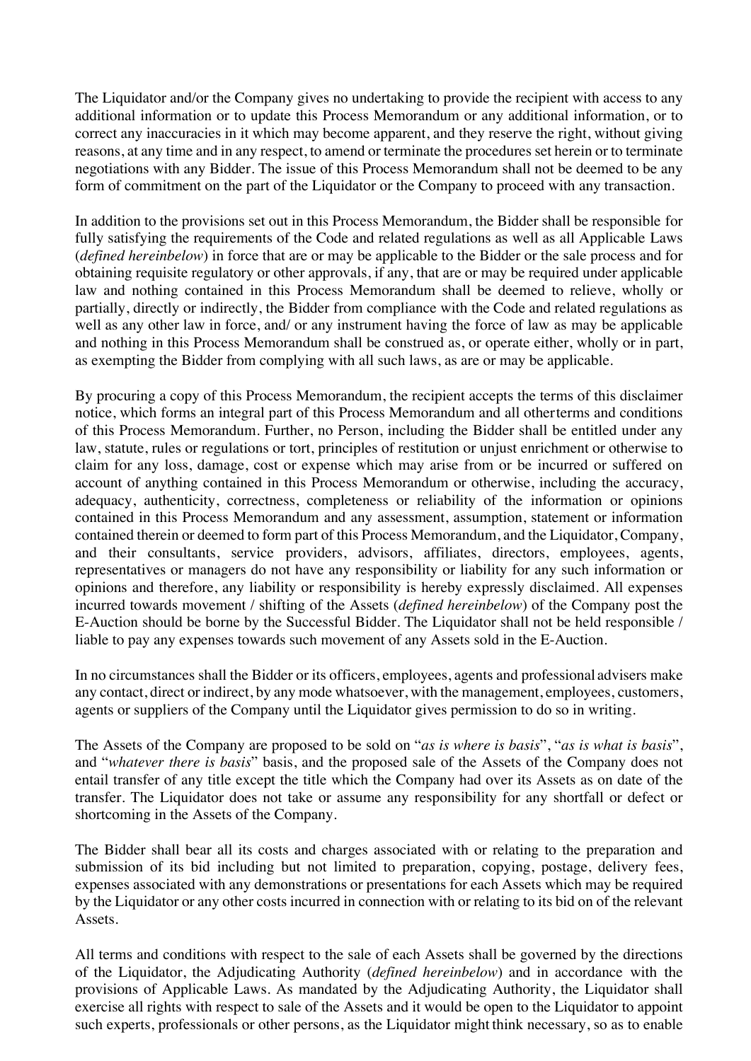The Liquidator and/or the Company gives no undertaking to provide the recipient with access to any additional information or to update this Process Memorandum or any additional information, or to correct any inaccuracies in it which may become apparent, and they reserve the right, without giving reasons, at any time and in any respect, to amend or terminate the procedures set herein or to terminate negotiations with any Bidder. The issue of this Process Memorandum shall not be deemed to be any form of commitment on the part of the Liquidator or the Company to proceed with any transaction.

In addition to the provisions set out in this Process Memorandum, the Bidder shall be responsible for fully satisfying the requirements of the Code and related regulations as well as all Applicable Laws (*defined hereinbelow*) in force that are or may be applicable to the Bidder or the sale process and for obtaining requisite regulatory or other approvals, if any, that are or may be required under applicable law and nothing contained in this Process Memorandum shall be deemed to relieve, wholly or partially, directly or indirectly, the Bidder from compliance with the Code and related regulations as well as any other law in force, and/ or any instrument having the force of law as may be applicable and nothing in this Process Memorandum shall be construed as, or operate either, wholly or in part, as exempting the Bidder from complying with all such laws, as are or may be applicable.

By procuring a copy of this Process Memorandum, the recipient accepts the terms of this disclaimer notice, which forms an integral part of this Process Memorandum and all otherterms and conditions of this Process Memorandum. Further, no Person, including the Bidder shall be entitled under any law, statute, rules or regulations or tort, principles of restitution or unjust enrichment or otherwise to claim for any loss, damage, cost or expense which may arise from or be incurred or suffered on account of anything contained in this Process Memorandum or otherwise, including the accuracy, adequacy, authenticity, correctness, completeness or reliability of the information or opinions contained in this Process Memorandum and any assessment, assumption, statement or information contained therein or deemed to form part of this Process Memorandum, and the Liquidator, Company, and their consultants, service providers, advisors, affiliates, directors, employees, agents, representatives or managers do not have any responsibility or liability for any such information or opinions and therefore, any liability or responsibility is hereby expressly disclaimed. All expenses incurred towards movement / shifting of the Assets (*defined hereinbelow*) of the Company post the E-Auction should be borne by the Successful Bidder. The Liquidator shall not be held responsible / liable to pay any expenses towards such movement of any Assets sold in the E-Auction.

In no circumstances shall the Bidder or its officers, employees, agents and professional advisers make any contact, direct or indirect, by any mode whatsoever, with the management, employees, customers, agents or suppliers of the Company until the Liquidator gives permission to do so in writing.

The Assets of the Company are proposed to be sold on "*as is where is basis*", "*as is what is basis*", and "*whatever there is basis*" basis, and the proposed sale of the Assets of the Company does not entail transfer of any title except the title which the Company had over its Assets as on date of the transfer. The Liquidator does not take or assume any responsibility for any shortfall or defect or shortcoming in the Assets of the Company.

The Bidder shall bear all its costs and charges associated with or relating to the preparation and submission of its bid including but not limited to preparation, copying, postage, delivery fees, expenses associated with any demonstrations or presentations for each Assets which may be required by the Liquidator or any other costs incurred in connection with or relating to its bid on of the relevant Assets.

All terms and conditions with respect to the sale of each Assets shall be governed by the directions of the Liquidator, the Adjudicating Authority (*defined hereinbelow*) and in accordance with the provisions of Applicable Laws. As mandated by the Adjudicating Authority, the Liquidator shall exercise all rights with respect to sale of the Assets and it would be open to the Liquidator to appoint such experts, professionals or other persons, as the Liquidator might think necessary, so as to enable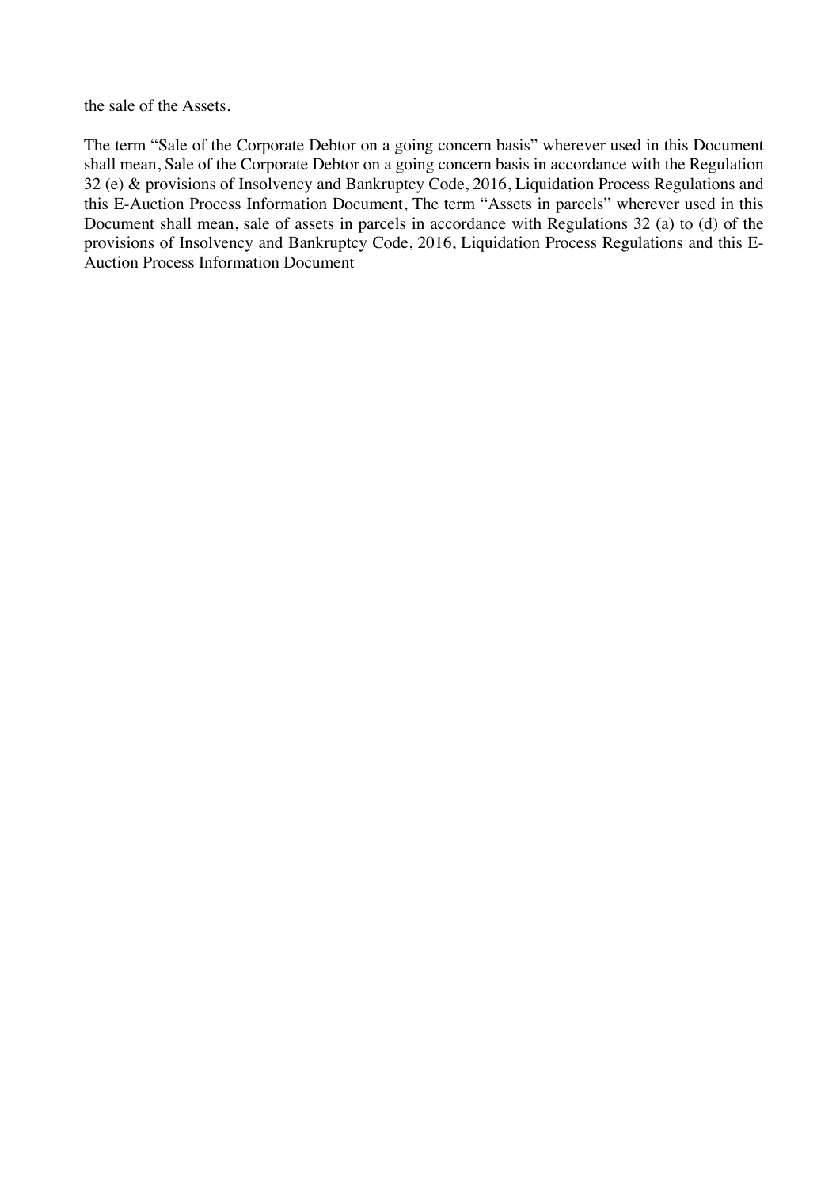the sale of the Assets.

The term "Sale of the Corporate Debtor on a going concern basis" wherever used in this Document shall mean, Sale of the Corporate Debtor on a going concern basis in accordance with the Regulation 32 (e) & provisions of Insolvency and Bankruptcy Code, 2016, Liquidation Process Regulations and this E-Auction Process Information Document, The term "Assets in parcels" wherever used in this Document shall mean, sale of assets in parcels in accordance with Regulations 32 (a) to (d) of the provisions of Insolvency and Bankruptcy Code, 2016, Liquidation Process Regulations and this E-Auction Process Information Document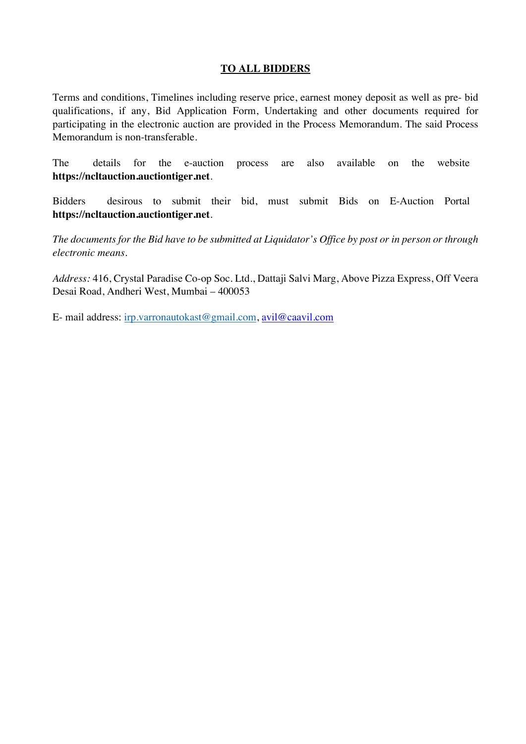**TO ALL BIDDERS**

Terms and conditions, Timelines including reserve price, earnest money deposit as well as pre- bid qualifications, if any, Bid Application Form, Undertaking and other documents required for participating in the electronic auction are provided in the Process Memorandum. The said Process Memorandum is non-transferable.

The details for the e-auction process are also available on the website **https://ncltauction.auctiontiger.net**.

Bidders desirous to submit their bid, must submit Bids on E-Auction Portal **https://ncltauction.auctiontiger.net**.

*The documents for the Bid have to be submitted at Liquidator's Office by post or in person or through electronic means.*

*Address:* 416, Crystal Paradise Co-op Soc. Ltd., Dattaji Salvi Marg, Above Pizza Express, Off Veera Desai Road, Andheri West, Mumbai – 400053

E- mail address: irp.varronautokast@gmail.com, avil@caavil.com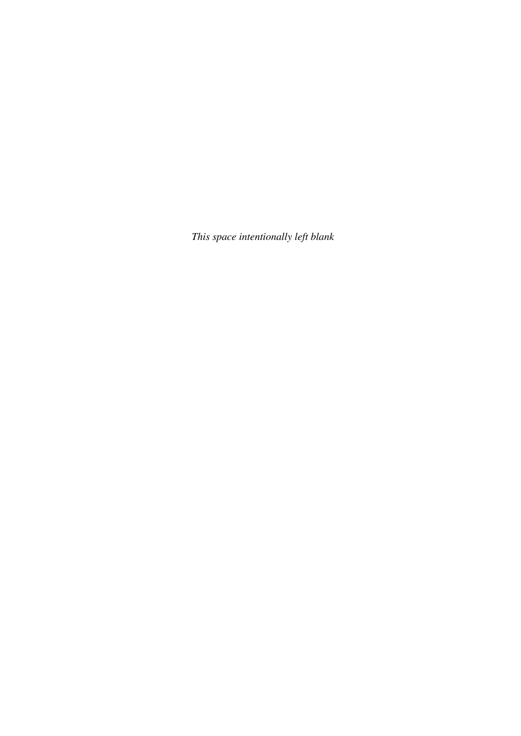*This space intentionally left blank*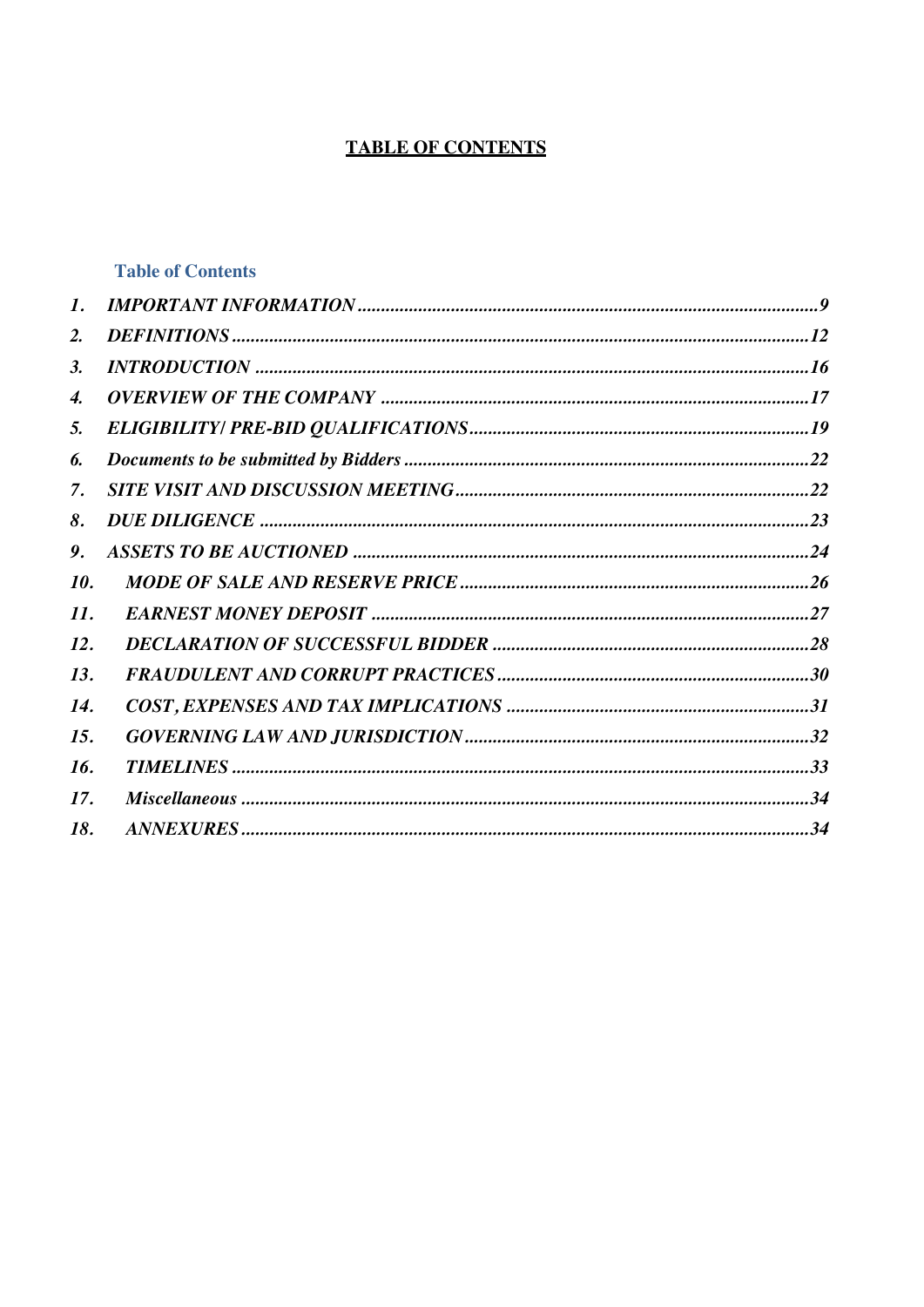# TABLE OF CONTENTS

## Table of Contents

1. *IMPORTANT INFORMATION* .......... 9
2. *DEFINITIONS* .......... 12
3. *INTRODUCTION* .......... 16
4. *OVERVIEW OF THE COMPANY* .......... 17
5. *ELIGIBILITY/ PRE-BID QUALIFICATIONS* .......... 19
6. *Documents to be submitted by Bidders* .......... 22
7. *SITE VISIT AND DISCUSSION MEETING* .......... 22
8. *DUE DILIGENCE* .......... 23
9. *ASSETS TO BE AUCTIONED* .......... 24
10. *MODE OF SALE AND RESERVE PRICE* .......... 26
11. *EARNEST MONEY DEPOSIT* .......... 27
12. *DECLARATION OF SUCCESSFUL BIDDER* .......... 28
13. *FRAUDULENT AND CORRUPT PRACTICES* .......... 30
14. *COST, EXPENSES AND TAX IMPLICATIONS* .......... 31
15. *GOVERNING LAW AND JURISDICTION* .......... 32
16. *TIMELINES* .......... 33
17. *Miscellaneous* .......... 34
18. *ANNEXURES* .......... 34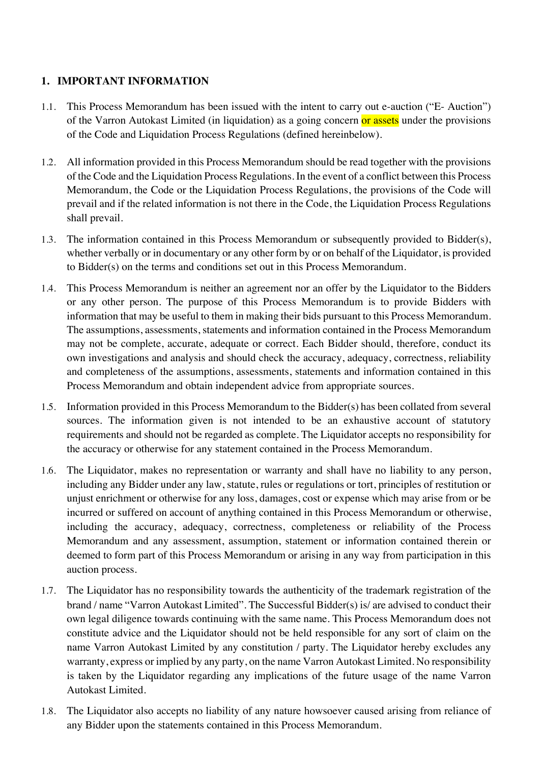## 1. IMPORTANT INFORMATION

1.1. This Process Memorandum has been issued with the intent to carry out e-auction ("E- Auction") of the Varron Autokast Limited (in liquidation) as a going concern or assets under the provisions of the Code and Liquidation Process Regulations (defined hereinbelow).

1.2. All information provided in this Process Memorandum should be read together with the provisions of the Code and the Liquidation Process Regulations. In the event of a conflict between this Process Memorandum, the Code or the Liquidation Process Regulations, the provisions of the Code will prevail and if the related information is not there in the Code, the Liquidation Process Regulations shall prevail.

1.3. The information contained in this Process Memorandum or subsequently provided to Bidder(s), whether verbally or in documentary or any other form by or on behalf of the Liquidator, is provided to Bidder(s) on the terms and conditions set out in this Process Memorandum.

1.4. This Process Memorandum is neither an agreement nor an offer by the Liquidator to the Bidders or any other person. The purpose of this Process Memorandum is to provide Bidders with information that may be useful to them in making their bids pursuant to this Process Memorandum. The assumptions, assessments, statements and information contained in the Process Memorandum may not be complete, accurate, adequate or correct. Each Bidder should, therefore, conduct its own investigations and analysis and should check the accuracy, adequacy, correctness, reliability and completeness of the assumptions, assessments, statements and information contained in this Process Memorandum and obtain independent advice from appropriate sources.

1.5. Information provided in this Process Memorandum to the Bidder(s) has been collated from several sources. The information given is not intended to be an exhaustive account of statutory requirements and should not be regarded as complete. The Liquidator accepts no responsibility for the accuracy or otherwise for any statement contained in the Process Memorandum.

1.6. The Liquidator, makes no representation or warranty and shall have no liability to any person, including any Bidder under any law, statute, rules or regulations or tort, principles of restitution or unjust enrichment or otherwise for any loss, damages, cost or expense which may arise from or be incurred or suffered on account of anything contained in this Process Memorandum or otherwise, including the accuracy, adequacy, correctness, completeness or reliability of the Process Memorandum and any assessment, assumption, statement or information contained therein or deemed to form part of this Process Memorandum or arising in any way from participation in this auction process.

1.7. The Liquidator has no responsibility towards the authenticity of the trademark registration of the brand / name "Varron Autokast Limited". The Successful Bidder(s) is/ are advised to conduct their own legal diligence towards continuing with the same name. This Process Memorandum does not constitute advice and the Liquidator should not be held responsible for any sort of claim on the name Varron Autokast Limited by any constitution / party. The Liquidator hereby excludes any warranty, express or implied by any party, on the name Varron Autokast Limited. No responsibility is taken by the Liquidator regarding any implications of the future usage of the name Varron Autokast Limited.

1.8. The Liquidator also accepts no liability of any nature howsoever caused arising from reliance of any Bidder upon the statements contained in this Process Memorandum.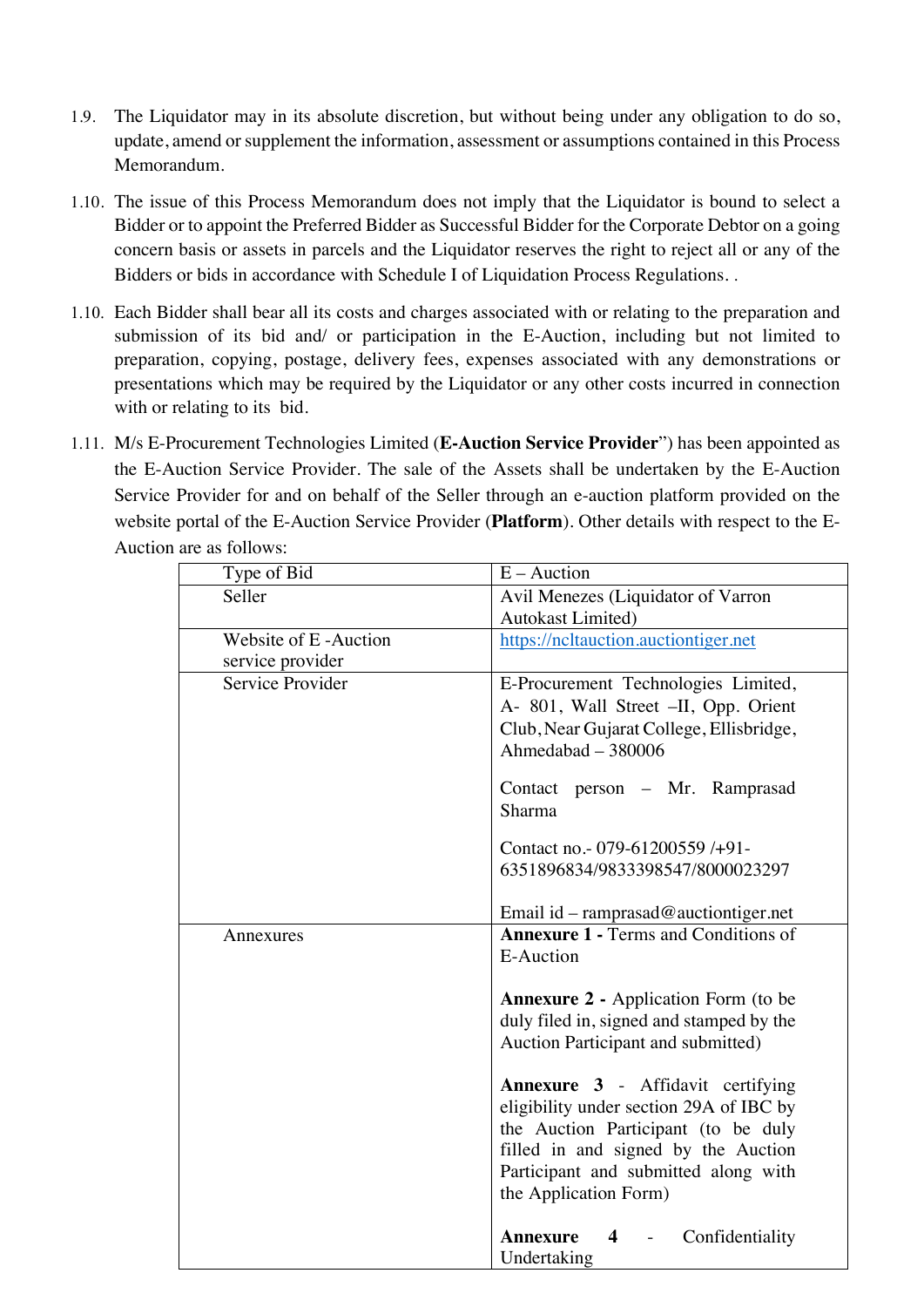1.9. The Liquidator may in its absolute discretion, but without being under any obligation to do so, update, amend or supplement the information, assessment or assumptions contained in this Process Memorandum.

1.10. The issue of this Process Memorandum does not imply that the Liquidator is bound to select a Bidder or to appoint the Preferred Bidder as Successful Bidder for the Corporate Debtor on a going concern basis or assets in parcels and the Liquidator reserves the right to reject all or any of the Bidders or bids in accordance with Schedule I of Liquidation Process Regulations. .

1.10. Each Bidder shall bear all its costs and charges associated with or relating to the preparation and submission of its bid and/ or participation in the E-Auction, including but not limited to preparation, copying, postage, delivery fees, expenses associated with any demonstrations or presentations which may be required by the Liquidator or any other costs incurred in connection with or relating to its bid.

1.11. M/s E-Procurement Technologies Limited (**E-Auction Service Provider**") has been appointed as the E-Auction Service Provider. The sale of the Assets shall be undertaken by the E-Auction Service Provider for and on behalf of the Seller through an e-auction platform provided on the website portal of the E-Auction Service Provider (**Platform**). Other details with respect to the E-Auction are as follows:

| Type of Bid | E – Auction |
|---|---|
| Seller | Avil Menezes (Liquidator of Varron Autokast Limited) |
| Website of E -Auction service provider | https://ncltauction.auctiontiger.net |
| Service Provider | E-Procurement Technologies Limited, A- 801, Wall Street –II, Opp. Orient Club, Near Gujarat College, Ellisbridge, Ahmedabad – 380006<br><br>Contact person – Mr. Ramprasad Sharma<br><br>Contact no.- 079-61200559 /+91-6351896834/9833398547/8000023297<br><br>Email id – ramprasad@auctiontiger.net |
| Annexures | **Annexure 1 -** Terms and Conditions of E-Auction<br><br>**Annexure 2 -** Application Form (to be duly filed in, signed and stamped by the Auction Participant and submitted)<br><br>**Annexure 3** - Affidavit certifying eligibility under section 29A of IBC by the Auction Participant (to be duly filled in and signed by the Auction Participant and submitted along with the Application Form)<br><br>**Annexure 4** - Confidentiality Undertaking |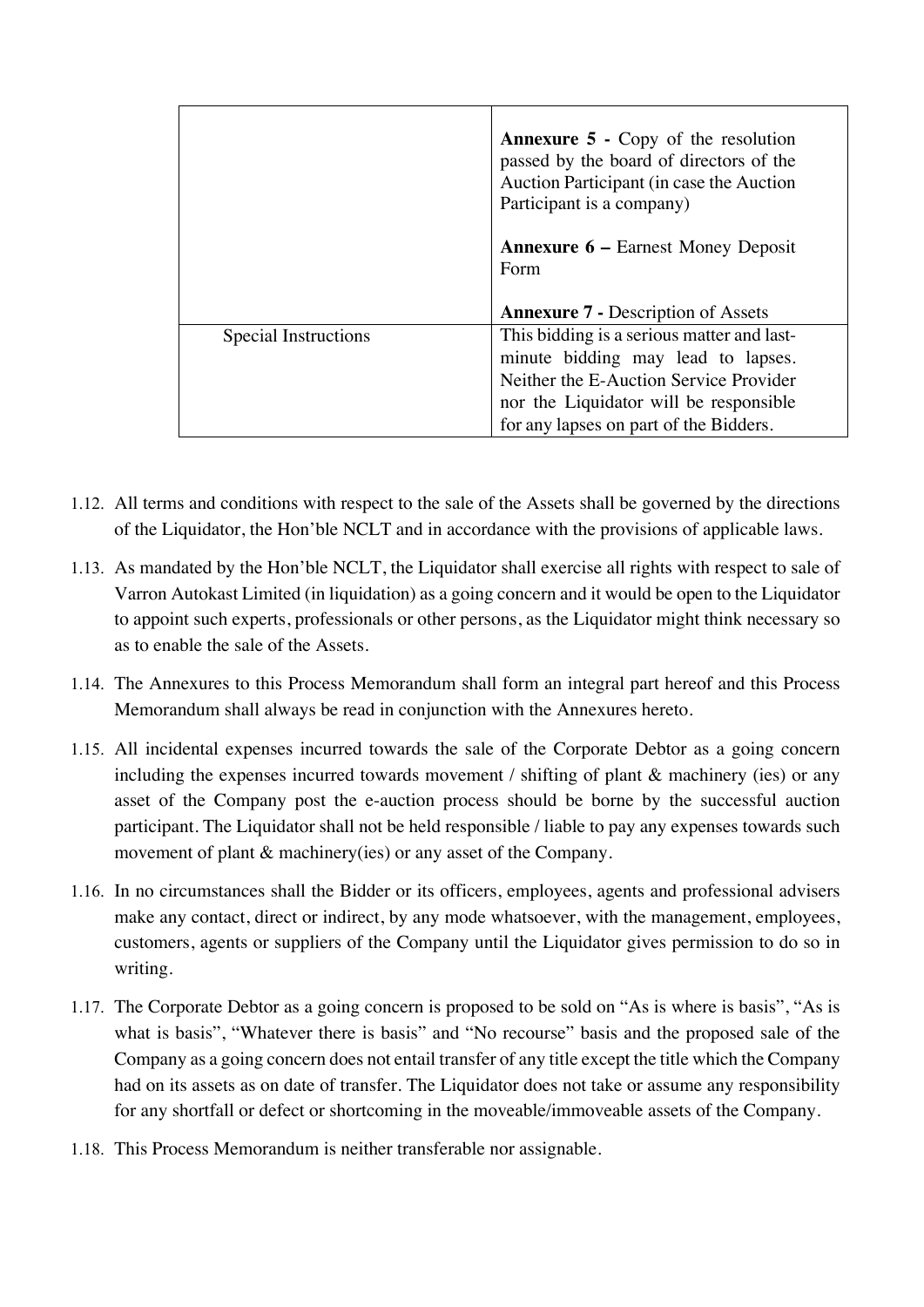| | |
|---|---|
| | **Annexure 5 -** Copy of the resolution passed by the board of directors of the Auction Participant (in case the Auction Participant is a company)<br><br>**Annexure 6 –** Earnest Money Deposit Form<br><br>**Annexure 7 -** Description of Assets |
| Special Instructions | This bidding is a serious matter and last-minute bidding may lead to lapses. Neither the E-Auction Service Provider nor the Liquidator will be responsible for any lapses on part of the Bidders. |

1.12. All terms and conditions with respect to the sale of the Assets shall be governed by the directions of the Liquidator, the Hon'ble NCLT and in accordance with the provisions of applicable laws.

1.13. As mandated by the Hon'ble NCLT, the Liquidator shall exercise all rights with respect to sale of Varron Autokast Limited (in liquidation) as a going concern and it would be open to the Liquidator to appoint such experts, professionals or other persons, as the Liquidator might think necessary so as to enable the sale of the Assets.

1.14. The Annexures to this Process Memorandum shall form an integral part hereof and this Process Memorandum shall always be read in conjunction with the Annexures hereto.

1.15. All incidental expenses incurred towards the sale of the Corporate Debtor as a going concern including the expenses incurred towards movement / shifting of plant & machinery (ies) or any asset of the Company post the e-auction process should be borne by the successful auction participant. The Liquidator shall not be held responsible / liable to pay any expenses towards such movement of plant & machinery(ies) or any asset of the Company.

1.16. In no circumstances shall the Bidder or its officers, employees, agents and professional advisers make any contact, direct or indirect, by any mode whatsoever, with the management, employees, customers, agents or suppliers of the Company until the Liquidator gives permission to do so in writing.

1.17. The Corporate Debtor as a going concern is proposed to be sold on "As is where is basis", "As is what is basis", "Whatever there is basis" and "No recourse" basis and the proposed sale of the Company as a going concern does not entail transfer of any title except the title which the Company had on its assets as on date of transfer. The Liquidator does not take or assume any responsibility for any shortfall or defect or shortcoming in the moveable/immoveable assets of the Company.

1.18. This Process Memorandum is neither transferable nor assignable.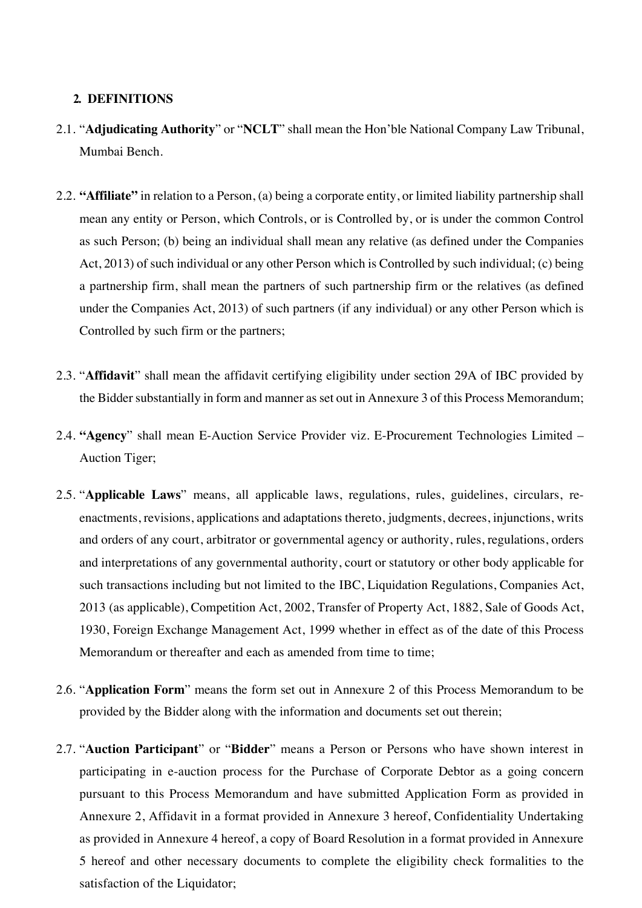## 2. DEFINITIONS

2.1. "**Adjudicating Authority**" or "**NCLT**" shall mean the Hon'ble National Company Law Tribunal, Mumbai Bench.

2.2. **"Affiliate"** in relation to a Person, (a) being a corporate entity, or limited liability partnership shall mean any entity or Person, which Controls, or is Controlled by, or is under the common Control as such Person; (b) being an individual shall mean any relative (as defined under the Companies Act, 2013) of such individual or any other Person which is Controlled by such individual; (c) being a partnership firm, shall mean the partners of such partnership firm or the relatives (as defined under the Companies Act, 2013) of such partners (if any individual) or any other Person which is Controlled by such firm or the partners;

2.3. "**Affidavit**" shall mean the affidavit certifying eligibility under section 29A of IBC provided by the Bidder substantially in form and manner as set out in Annexure 3 of this Process Memorandum;

2.4. **"Agency**" shall mean E-Auction Service Provider viz. E-Procurement Technologies Limited – Auction Tiger;

2.5. "**Applicable Laws**" means, all applicable laws, regulations, rules, guidelines, circulars, re-enactments, revisions, applications and adaptations thereto, judgments, decrees, injunctions, writs and orders of any court, arbitrator or governmental agency or authority, rules, regulations, orders and interpretations of any governmental authority, court or statutory or other body applicable for such transactions including but not limited to the IBC, Liquidation Regulations, Companies Act, 2013 (as applicable), Competition Act, 2002, Transfer of Property Act, 1882, Sale of Goods Act, 1930, Foreign Exchange Management Act, 1999 whether in effect as of the date of this Process Memorandum or thereafter and each as amended from time to time;

2.6. "**Application Form**" means the form set out in Annexure 2 of this Process Memorandum to be provided by the Bidder along with the information and documents set out therein;

2.7. "**Auction Participant**" or "**Bidder**" means a Person or Persons who have shown interest in participating in e-auction process for the Purchase of Corporate Debtor as a going concern pursuant to this Process Memorandum and have submitted Application Form as provided in Annexure 2, Affidavit in a format provided in Annexure 3 hereof, Confidentiality Undertaking as provided in Annexure 4 hereof, a copy of Board Resolution in a format provided in Annexure 5 hereof and other necessary documents to complete the eligibility check formalities to the satisfaction of the Liquidator;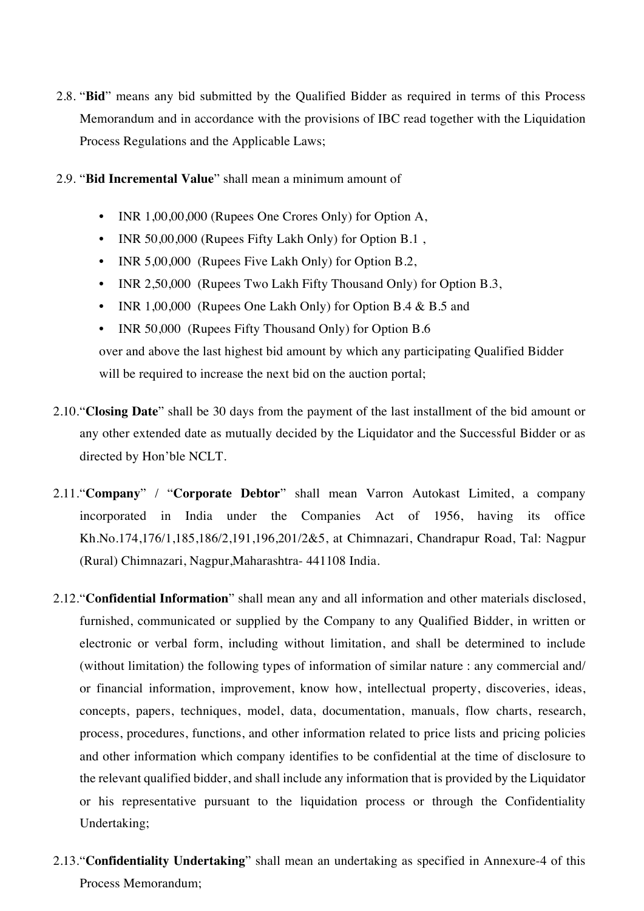2.8. "**Bid**" means any bid submitted by the Qualified Bidder as required in terms of this Process Memorandum and in accordance with the provisions of IBC read together with the Liquidation Process Regulations and the Applicable Laws;

2.9. "**Bid Incremental Value**" shall mean a minimum amount of

- INR 1,00,00,000 (Rupees One Crores Only) for Option A,
- INR 50,00,000 (Rupees Fifty Lakh Only) for Option B.1 ,
- INR 5,00,000 (Rupees Five Lakh Only) for Option B.2,
- INR 2,50,000 (Rupees Two Lakh Fifty Thousand Only) for Option B.3,
- INR 1,00,000 (Rupees One Lakh Only) for Option B.4 & B.5 and
- INR 50,000 (Rupees Fifty Thousand Only) for Option B.6

over and above the last highest bid amount by which any participating Qualified Bidder will be required to increase the next bid on the auction portal;

2.10. "**Closing Date**" shall be 30 days from the payment of the last installment of the bid amount or any other extended date as mutually decided by the Liquidator and the Successful Bidder or as directed by Hon'ble NCLT.

2.11. "**Company**" / "**Corporate Debtor**" shall mean Varron Autokast Limited, a company incorporated in India under the Companies Act of 1956, having its office Kh.No.174,176/1,185,186/2,191,196,201/2&5, at Chimnazari, Chandrapur Road, Tal: Nagpur (Rural) Chimnazari, Nagpur,Maharashtra- 441108 India.

2.12. "**Confidential Information**" shall mean any and all information and other materials disclosed, furnished, communicated or supplied by the Company to any Qualified Bidder, in written or electronic or verbal form, including without limitation, and shall be determined to include (without limitation) the following types of information of similar nature : any commercial and/ or financial information, improvement, know how, intellectual property, discoveries, ideas, concepts, papers, techniques, model, data, documentation, manuals, flow charts, research, process, procedures, functions, and other information related to price lists and pricing policies and other information which company identifies to be confidential at the time of disclosure to the relevant qualified bidder, and shall include any information that is provided by the Liquidator or his representative pursuant to the liquidation process or through the Confidentiality Undertaking;

2.13. "**Confidentiality Undertaking**" shall mean an undertaking as specified in Annexure-4 of this Process Memorandum;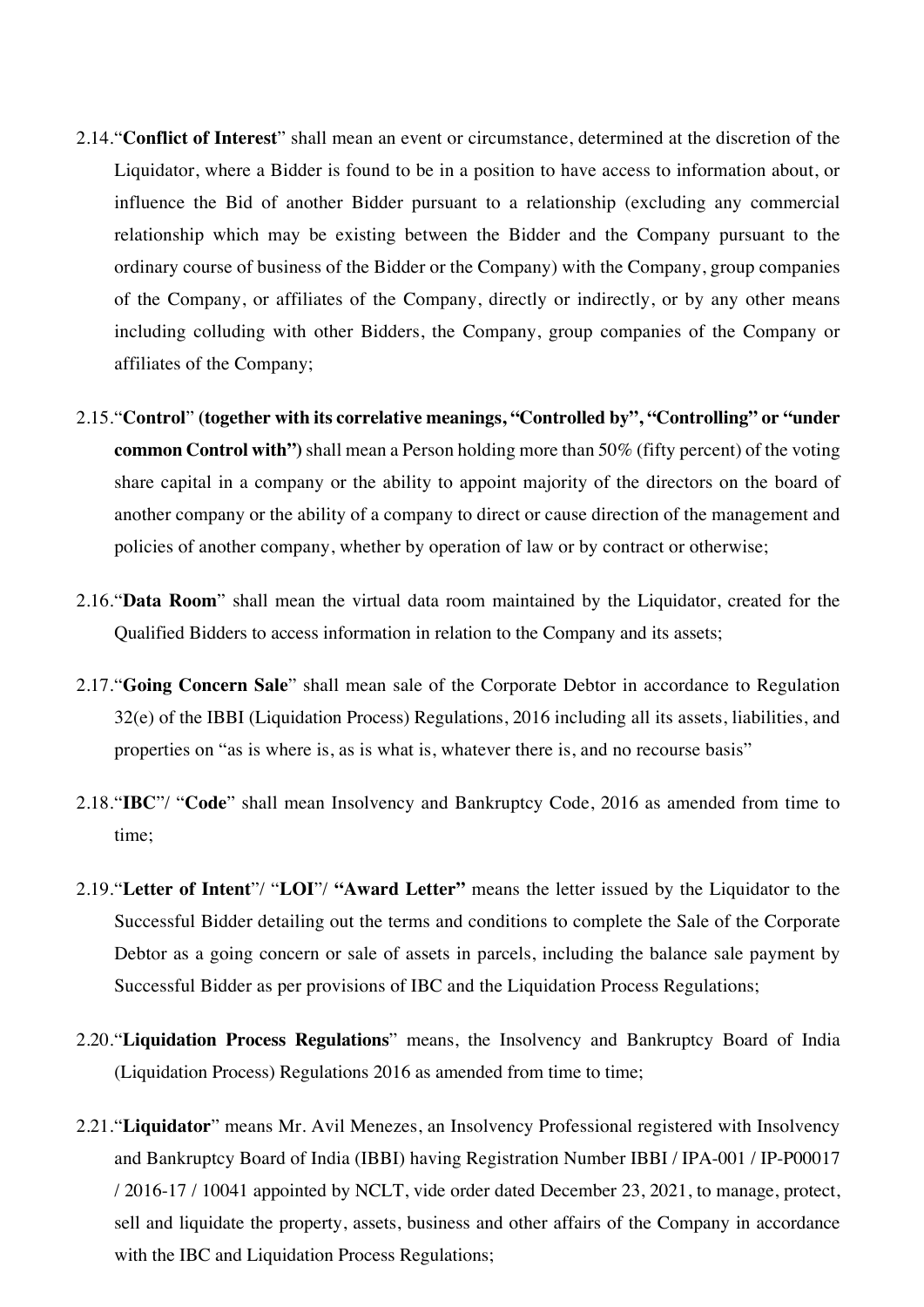2.14.“**Conflict of Interest**” shall mean an event or circumstance, determined at the discretion of the Liquidator, where a Bidder is found to be in a position to have access to information about, or influence the Bid of another Bidder pursuant to a relationship (excluding any commercial relationship which may be existing between the Bidder and the Company pursuant to the ordinary course of business of the Bidder or the Company) with the Company, group companies of the Company, or affiliates of the Company, directly or indirectly, or by any other means including colluding with other Bidders, the Company, group companies of the Company or affiliates of the Company;

2.15.“**Control**” **(together with its correlative meanings, “Controlled by”, “Controlling” or “under common Control with”)** shall mean a Person holding more than 50% (fifty percent) of the voting share capital in a company or the ability to appoint majority of the directors on the board of another company or the ability of a company to direct or cause direction of the management and policies of another company, whether by operation of law or by contract or otherwise;

2.16.“**Data Room**” shall mean the virtual data room maintained by the Liquidator, created for the Qualified Bidders to access information in relation to the Company and its assets;

2.17.“**Going Concern Sale**” shall mean sale of the Corporate Debtor in accordance to Regulation 32(e) of the IBBI (Liquidation Process) Regulations, 2016 including all its assets, liabilities, and properties on “as is where is, as is what is, whatever there is, and no recourse basis”

2.18.“**IBC**”/ “**Code**” shall mean Insolvency and Bankruptcy Code, 2016 as amended from time to time;

2.19.“**Letter of Intent**”/ “**LOI**”/ **“Award Letter”** means the letter issued by the Liquidator to the Successful Bidder detailing out the terms and conditions to complete the Sale of the Corporate Debtor as a going concern or sale of assets in parcels, including the balance sale payment by Successful Bidder as per provisions of IBC and the Liquidation Process Regulations;

2.20.“**Liquidation Process Regulations**” means, the Insolvency and Bankruptcy Board of India (Liquidation Process) Regulations 2016 as amended from time to time;

2.21.“**Liquidator**” means Mr. Avil Menezes, an Insolvency Professional registered with Insolvency and Bankruptcy Board of India (IBBI) having Registration Number IBBI / IPA-001 / IP-P00017 / 2016-17 / 10041 appointed by NCLT, vide order dated December 23, 2021, to manage, protect, sell and liquidate the property, assets, business and other affairs of the Company in accordance with the IBC and Liquidation Process Regulations;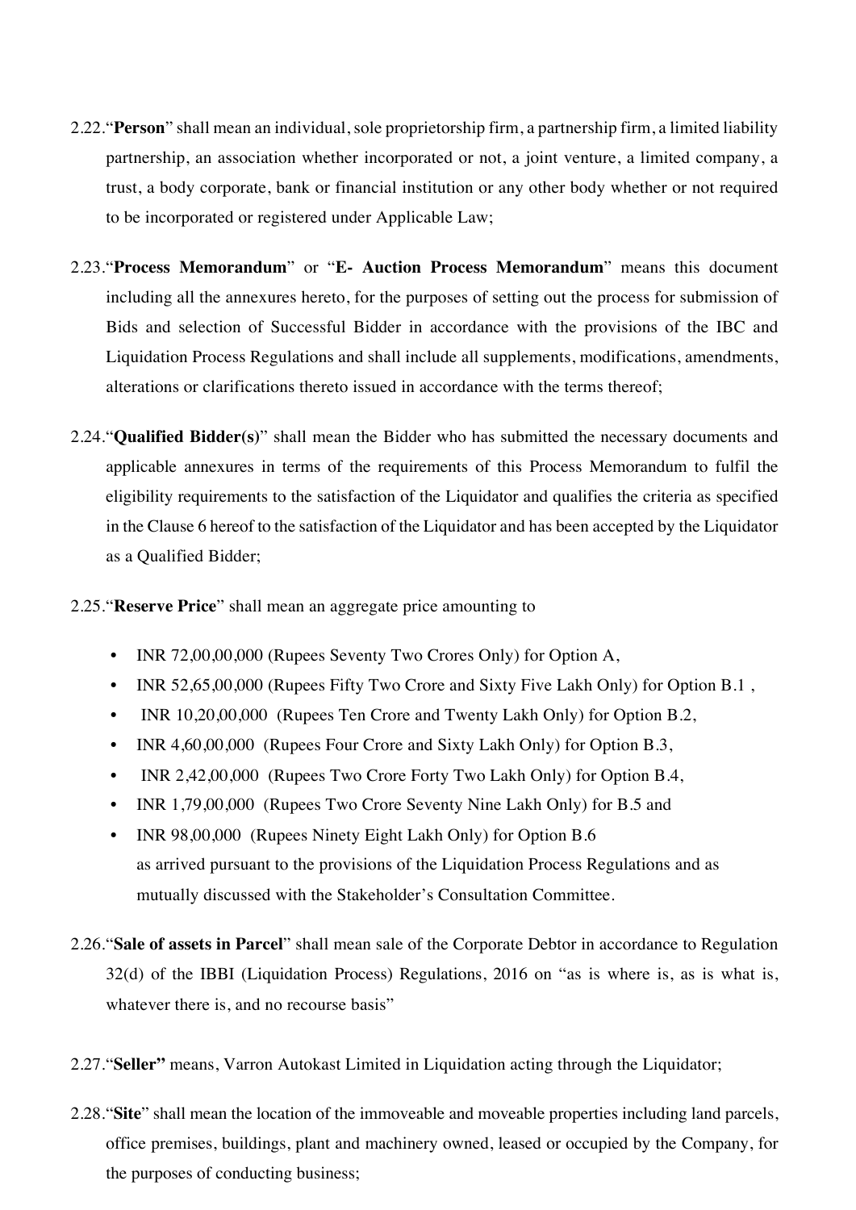2.22."**Person**" shall mean an individual, sole proprietorship firm, a partnership firm, a limited liability partnership, an association whether incorporated or not, a joint venture, a limited company, a trust, a body corporate, bank or financial institution or any other body whether or not required to be incorporated or registered under Applicable Law;

2.23."**Process Memorandum**" or "**E- Auction Process Memorandum**" means this document including all the annexures hereto, for the purposes of setting out the process for submission of Bids and selection of Successful Bidder in accordance with the provisions of the IBC and Liquidation Process Regulations and shall include all supplements, modifications, amendments, alterations or clarifications thereto issued in accordance with the terms thereof;

2.24."**Qualified Bidder(s)**" shall mean the Bidder who has submitted the necessary documents and applicable annexures in terms of the requirements of this Process Memorandum to fulfil the eligibility requirements to the satisfaction of the Liquidator and qualifies the criteria as specified in the Clause 6 hereof to the satisfaction of the Liquidator and has been accepted by the Liquidator as a Qualified Bidder;

2.25."**Reserve Price**" shall mean an aggregate price amounting to

- INR 72,00,00,000 (Rupees Seventy Two Crores Only) for Option A,
- INR 52,65,00,000 (Rupees Fifty Two Crore and Sixty Five Lakh Only) for Option B.1 ,
- INR 10,20,00,000 (Rupees Ten Crore and Twenty Lakh Only) for Option B.2,
- INR 4,60,00,000 (Rupees Four Crore and Sixty Lakh Only) for Option B.3,
- INR 2,42,00,000 (Rupees Two Crore Forty Two Lakh Only) for Option B.4,
- INR 1,79,00,000 (Rupees Two Crore Seventy Nine Lakh Only) for B.5 and
- INR 98,00,000 (Rupees Ninety Eight Lakh Only) for Option B.6
  as arrived pursuant to the provisions of the Liquidation Process Regulations and as mutually discussed with the Stakeholder's Consultation Committee.

2.26."**Sale of assets in Parcel**" shall mean sale of the Corporate Debtor in accordance to Regulation 32(d) of the IBBI (Liquidation Process) Regulations, 2016 on "as is where is, as is what is, whatever there is, and no recourse basis"

2.27."**Seller"** means, Varron Autokast Limited in Liquidation acting through the Liquidator;

2.28."**Site**" shall mean the location of the immoveable and moveable properties including land parcels, office premises, buildings, plant and machinery owned, leased or occupied by the Company, for the purposes of conducting business;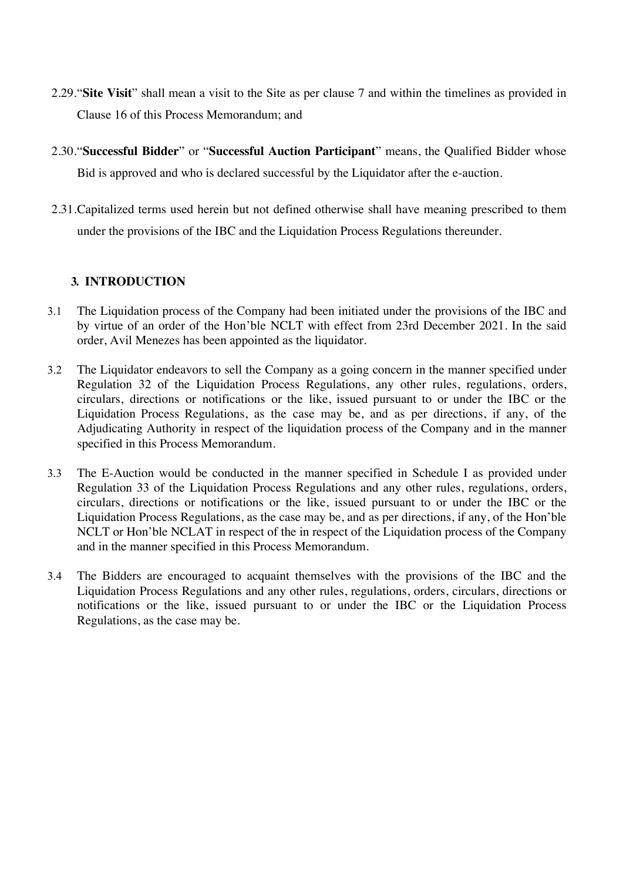2.29. "**Site Visit**" shall mean a visit to the Site as per clause 7 and within the timelines as provided in Clause 16 of this Process Memorandum; and

2.30. "**Successful Bidder**" or "**Successful Auction Participant**" means, the Qualified Bidder whose Bid is approved and who is declared successful by the Liquidator after the e-auction.

2.31. Capitalized terms used herein but not defined otherwise shall have meaning prescribed to them under the provisions of the IBC and the Liquidation Process Regulations thereunder.

## 3. INTRODUCTION

3.1 The Liquidation process of the Company had been initiated under the provisions of the IBC and by virtue of an order of the Hon'ble NCLT with effect from 23rd December 2021. In the said order, Avil Menezes has been appointed as the liquidator.

3.2 The Liquidator endeavors to sell the Company as a going concern in the manner specified under Regulation 32 of the Liquidation Process Regulations, any other rules, regulations, orders, circulars, directions or notifications or the like, issued pursuant to or under the IBC or the Liquidation Process Regulations, as the case may be, and as per directions, if any, of the Adjudicating Authority in respect of the liquidation process of the Company and in the manner specified in this Process Memorandum.

3.3 The E-Auction would be conducted in the manner specified in Schedule I as provided under Regulation 33 of the Liquidation Process Regulations and any other rules, regulations, orders, circulars, directions or notifications or the like, issued pursuant to or under the IBC or the Liquidation Process Regulations, as the case may be, and as per directions, if any, of the Hon'ble NCLT or Hon'ble NCLAT in respect of the in respect of the Liquidation process of the Company and in the manner specified in this Process Memorandum.

3.4 The Bidders are encouraged to acquaint themselves with the provisions of the IBC and the Liquidation Process Regulations and any other rules, regulations, orders, circulars, directions or notifications or the like, issued pursuant to or under the IBC or the Liquidation Process Regulations, as the case may be.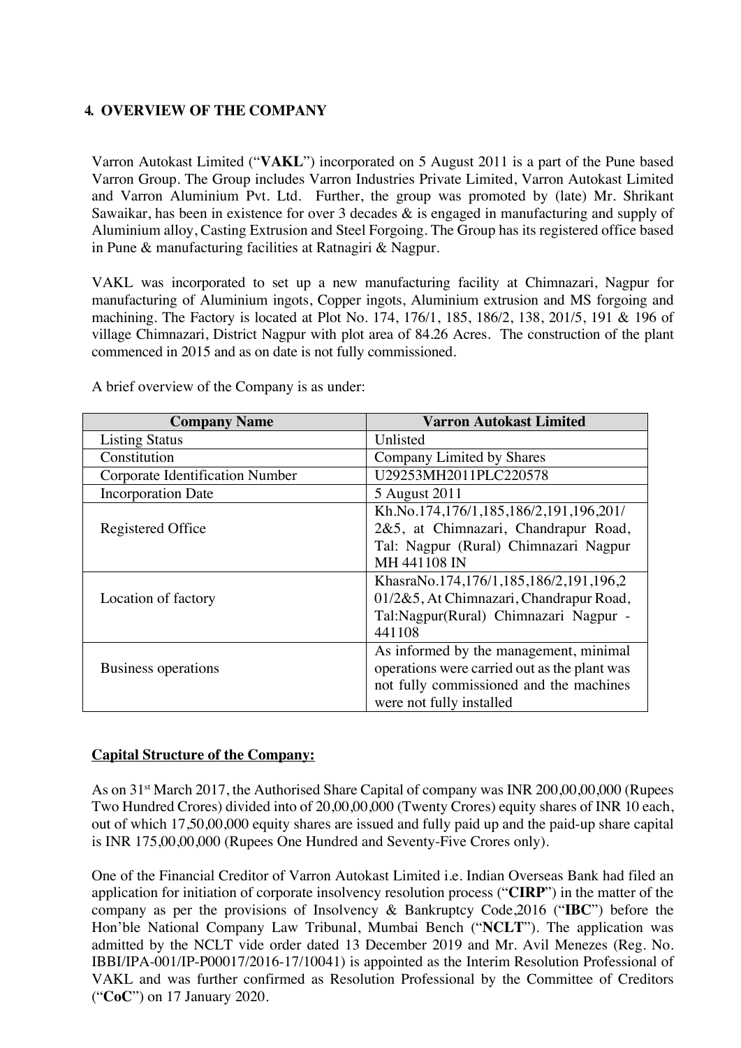## 4. OVERVIEW OF THE COMPANY

Varron Autokast Limited ("**VAKL**") incorporated on 5 August 2011 is a part of the Pune based Varron Group. The Group includes Varron Industries Private Limited, Varron Autokast Limited and Varron Aluminium Pvt. Ltd. Further, the group was promoted by (late) Mr. Shrikant Sawaikar, has been in existence for over 3 decades & is engaged in manufacturing and supply of Aluminium alloy, Casting Extrusion and Steel Forgoing. The Group has its registered office based in Pune & manufacturing facilities at Ratnagiri & Nagpur.

VAKL was incorporated to set up a new manufacturing facility at Chimnazari, Nagpur for manufacturing of Aluminium ingots, Copper ingots, Aluminium extrusion and MS forgoing and machining. The Factory is located at Plot No. 174, 176/1, 185, 186/2, 138, 201/5, 191 & 196 of village Chimnazari, District Nagpur with plot area of 84.26 Acres. The construction of the plant commenced in 2015 and as on date is not fully commissioned.

A brief overview of the Company is as under:

| Company Name | Varron Autokast Limited |
|---|---|
| Listing Status | Unlisted |
| Constitution | Company Limited by Shares |
| Corporate Identification Number | U29253MH2011PLC220578 |
| Incorporation Date | 5 August 2011 |
| Registered Office | Kh.No.174,176/1,185,186/2,191,196,201/2&5, at Chimnazari, Chandrapur Road, Tal: Nagpur (Rural) Chimnazari Nagpur MH 441108 IN |
| Location of factory | KhasraNo.174,176/1,185,186/2,191,196,201/2&5, At Chimnazari, Chandrapur Road, Tal:Nagpur(Rural) Chimnazari Nagpur - 441108 |
| Business operations | As informed by the management, minimal operations were carried out as the plant was not fully commissioned and the machines were not fully installed |

**Capital Structure of the Company:**

As on 31st March 2017, the Authorised Share Capital of company was INR 200,00,00,000 (Rupees Two Hundred Crores) divided into of 20,00,00,000 (Twenty Crores) equity shares of INR 10 each, out of which 17,50,00,000 equity shares are issued and fully paid up and the paid-up share capital is INR 175,00,00,000 (Rupees One Hundred and Seventy-Five Crores only).

One of the Financial Creditor of Varron Autokast Limited i.e. Indian Overseas Bank had filed an application for initiation of corporate insolvency resolution process ("**CIRP**") in the matter of the company as per the provisions of Insolvency & Bankruptcy Code,2016 ("**IBC**") before the Hon'ble National Company Law Tribunal, Mumbai Bench ("**NCLT**"). The application was admitted by the NCLT vide order dated 13 December 2019 and Mr. Avil Menezes (Reg. No. IBBI/IPA-001/IP-P00017/2016-17/10041) is appointed as the Interim Resolution Professional of VAKL and was further confirmed as Resolution Professional by the Committee of Creditors ("**CoC**") on 17 January 2020.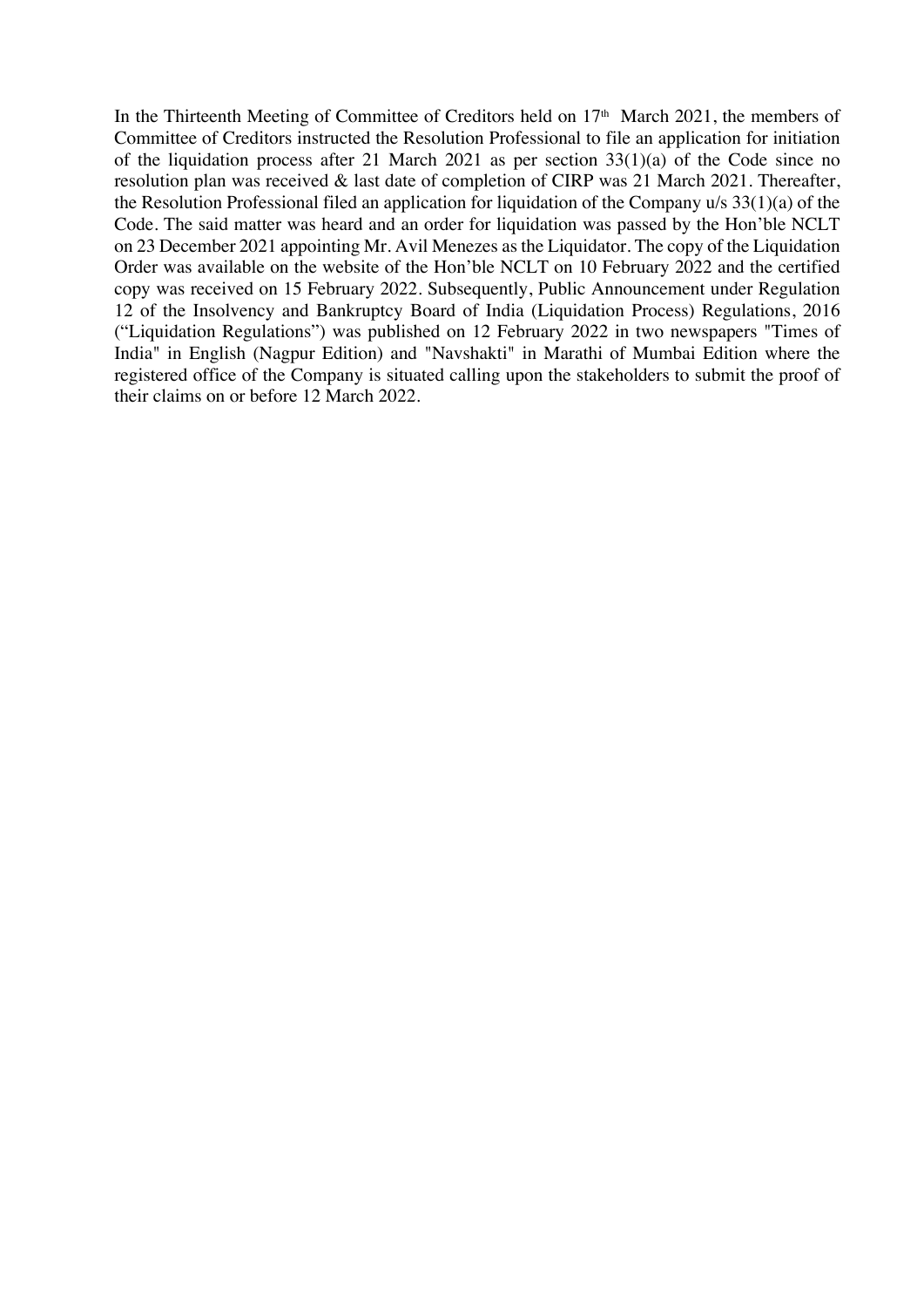In the Thirteenth Meeting of Committee of Creditors held on 17th March 2021, the members of Committee of Creditors instructed the Resolution Professional to file an application for initiation of the liquidation process after 21 March 2021 as per section 33(1)(a) of the Code since no resolution plan was received & last date of completion of CIRP was 21 March 2021. Thereafter, the Resolution Professional filed an application for liquidation of the Company u/s 33(1)(a) of the Code. The said matter was heard and an order for liquidation was passed by the Hon'ble NCLT on 23 December 2021 appointing Mr. Avil Menezes as the Liquidator. The copy of the Liquidation Order was available on the website of the Hon'ble NCLT on 10 February 2022 and the certified copy was received on 15 February 2022. Subsequently, Public Announcement under Regulation 12 of the Insolvency and Bankruptcy Board of India (Liquidation Process) Regulations, 2016 ("Liquidation Regulations") was published on 12 February 2022 in two newspapers "Times of India" in English (Nagpur Edition) and "Navshakti" in Marathi of Mumbai Edition where the registered office of the Company is situated calling upon the stakeholders to submit the proof of their claims on or before 12 March 2022.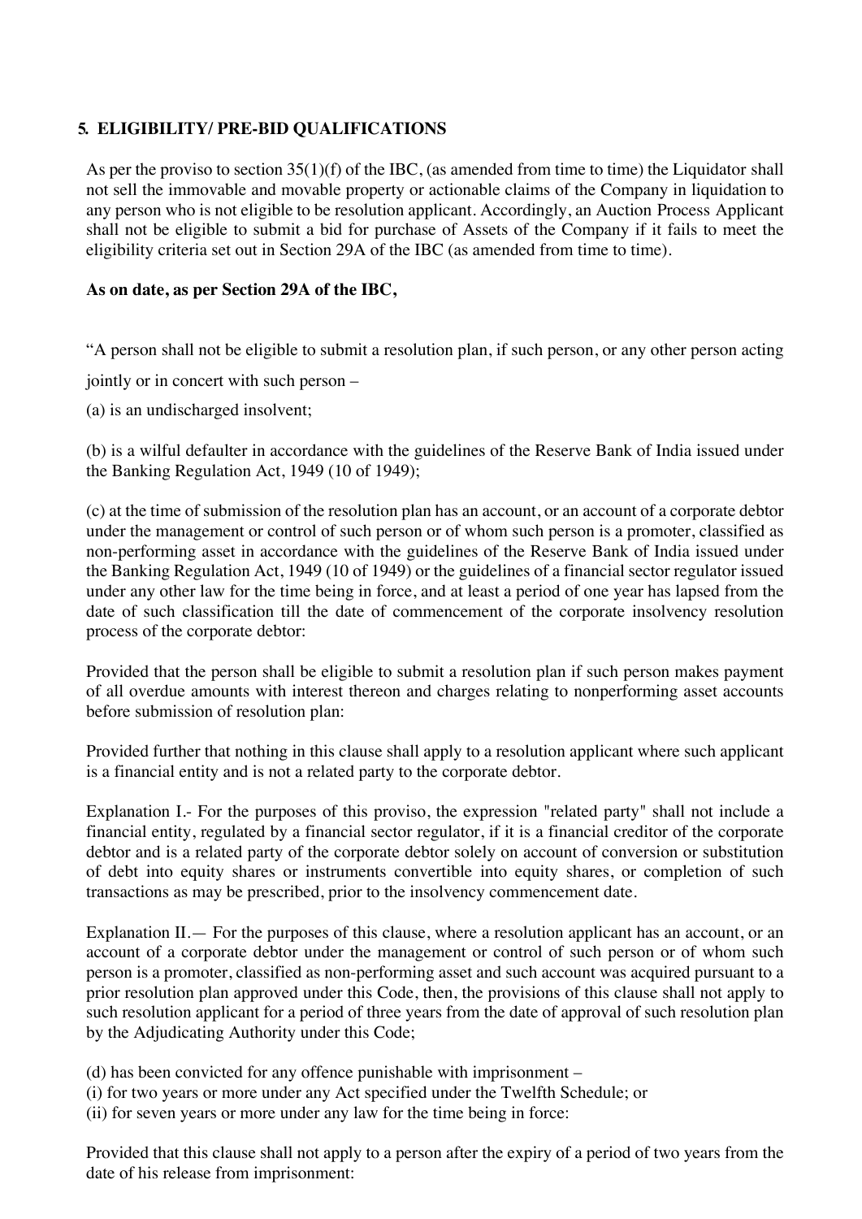## 5. ELIGIBILITY/ PRE-BID QUALIFICATIONS

As per the proviso to section 35(1)(f) of the IBC, (as amended from time to time) the Liquidator shall not sell the immovable and movable property or actionable claims of the Company in liquidation to any person who is not eligible to be resolution applicant. Accordingly, an Auction Process Applicant shall not be eligible to submit a bid for purchase of Assets of the Company if it fails to meet the eligibility criteria set out in Section 29A of the IBC (as amended from time to time).

**As on date, as per Section 29A of the IBC,**

"A person shall not be eligible to submit a resolution plan, if such person, or any other person acting jointly or in concert with such person –

(a) is an undischarged insolvent;

(b) is a wilful defaulter in accordance with the guidelines of the Reserve Bank of India issued under the Banking Regulation Act, 1949 (10 of 1949);

(c) at the time of submission of the resolution plan has an account, or an account of a corporate debtor under the management or control of such person or of whom such person is a promoter, classified as non-performing asset in accordance with the guidelines of the Reserve Bank of India issued under the Banking Regulation Act, 1949 (10 of 1949) or the guidelines of a financial sector regulator issued under any other law for the time being in force, and at least a period of one year has lapsed from the date of such classification till the date of commencement of the corporate insolvency resolution process of the corporate debtor:

Provided that the person shall be eligible to submit a resolution plan if such person makes payment of all overdue amounts with interest thereon and charges relating to nonperforming asset accounts before submission of resolution plan:

Provided further that nothing in this clause shall apply to a resolution applicant where such applicant is a financial entity and is not a related party to the corporate debtor.

Explanation I.- For the purposes of this proviso, the expression "related party" shall not include a financial entity, regulated by a financial sector regulator, if it is a financial creditor of the corporate debtor and is a related party of the corporate debtor solely on account of conversion or substitution of debt into equity shares or instruments convertible into equity shares, or completion of such transactions as may be prescribed, prior to the insolvency commencement date.

Explanation II.— For the purposes of this clause, where a resolution applicant has an account, or an account of a corporate debtor under the management or control of such person or of whom such person is a promoter, classified as non-performing asset and such account was acquired pursuant to a prior resolution plan approved under this Code, then, the provisions of this clause shall not apply to such resolution applicant for a period of three years from the date of approval of such resolution plan by the Adjudicating Authority under this Code;

(d) has been convicted for any offence punishable with imprisonment –
(i) for two years or more under any Act specified under the Twelfth Schedule; or
(ii) for seven years or more under any law for the time being in force:

Provided that this clause shall not apply to a person after the expiry of a period of two years from the date of his release from imprisonment: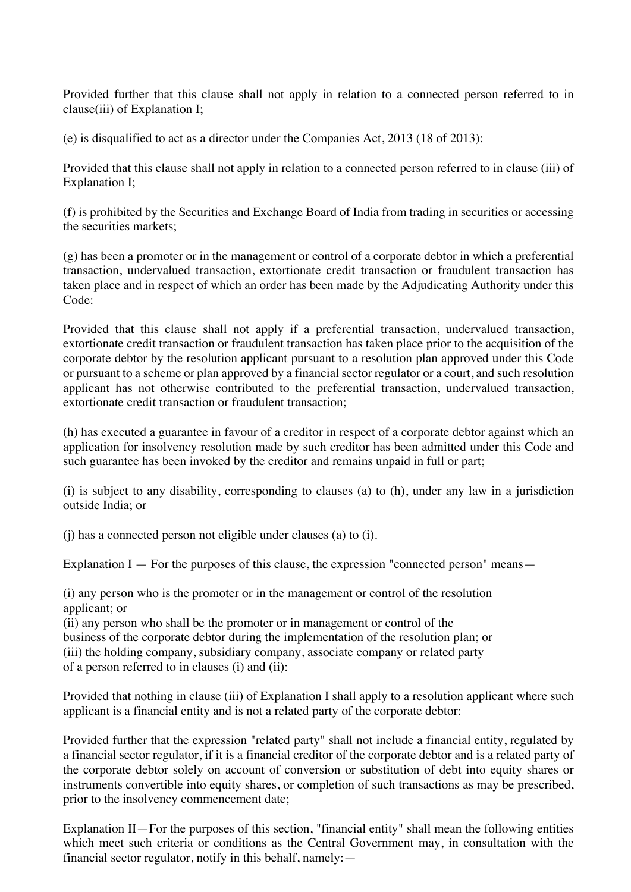Provided further that this clause shall not apply in relation to a connected person referred to in clause(iii) of Explanation I;

(e) is disqualified to act as a director under the Companies Act, 2013 (18 of 2013):

Provided that this clause shall not apply in relation to a connected person referred to in clause (iii) of Explanation I;

(f) is prohibited by the Securities and Exchange Board of India from trading in securities or accessing the securities markets;

(g) has been a promoter or in the management or control of a corporate debtor in which a preferential transaction, undervalued transaction, extortionate credit transaction or fraudulent transaction has taken place and in respect of which an order has been made by the Adjudicating Authority under this Code:

Provided that this clause shall not apply if a preferential transaction, undervalued transaction, extortionate credit transaction or fraudulent transaction has taken place prior to the acquisition of the corporate debtor by the resolution applicant pursuant to a resolution plan approved under this Code or pursuant to a scheme or plan approved by a financial sector regulator or a court, and such resolution applicant has not otherwise contributed to the preferential transaction, undervalued transaction, extortionate credit transaction or fraudulent transaction;

(h) has executed a guarantee in favour of a creditor in respect of a corporate debtor against which an application for insolvency resolution made by such creditor has been admitted under this Code and such guarantee has been invoked by the creditor and remains unpaid in full or part;

(i) is subject to any disability, corresponding to clauses (a) to (h), under any law in a jurisdiction outside India; or

(j) has a connected person not eligible under clauses (a) to (i).

Explanation I — For the purposes of this clause, the expression "connected person" means—

(i) any person who is the promoter or in the management or control of the resolution applicant; or
(ii) any person who shall be the promoter or in management or control of the business of the corporate debtor during the implementation of the resolution plan; or
(iii) the holding company, subsidiary company, associate company or related party of a person referred to in clauses (i) and (ii):

Provided that nothing in clause (iii) of Explanation I shall apply to a resolution applicant where such applicant is a financial entity and is not a related party of the corporate debtor:

Provided further that the expression "related party" shall not include a financial entity, regulated by a financial sector regulator, if it is a financial creditor of the corporate debtor and is a related party of the corporate debtor solely on account of conversion or substitution of debt into equity shares or instruments convertible into equity shares, or completion of such transactions as may be prescribed, prior to the insolvency commencement date;

Explanation II—For the purposes of this section, "financial entity" shall mean the following entities which meet such criteria or conditions as the Central Government may, in consultation with the financial sector regulator, notify in this behalf, namely:—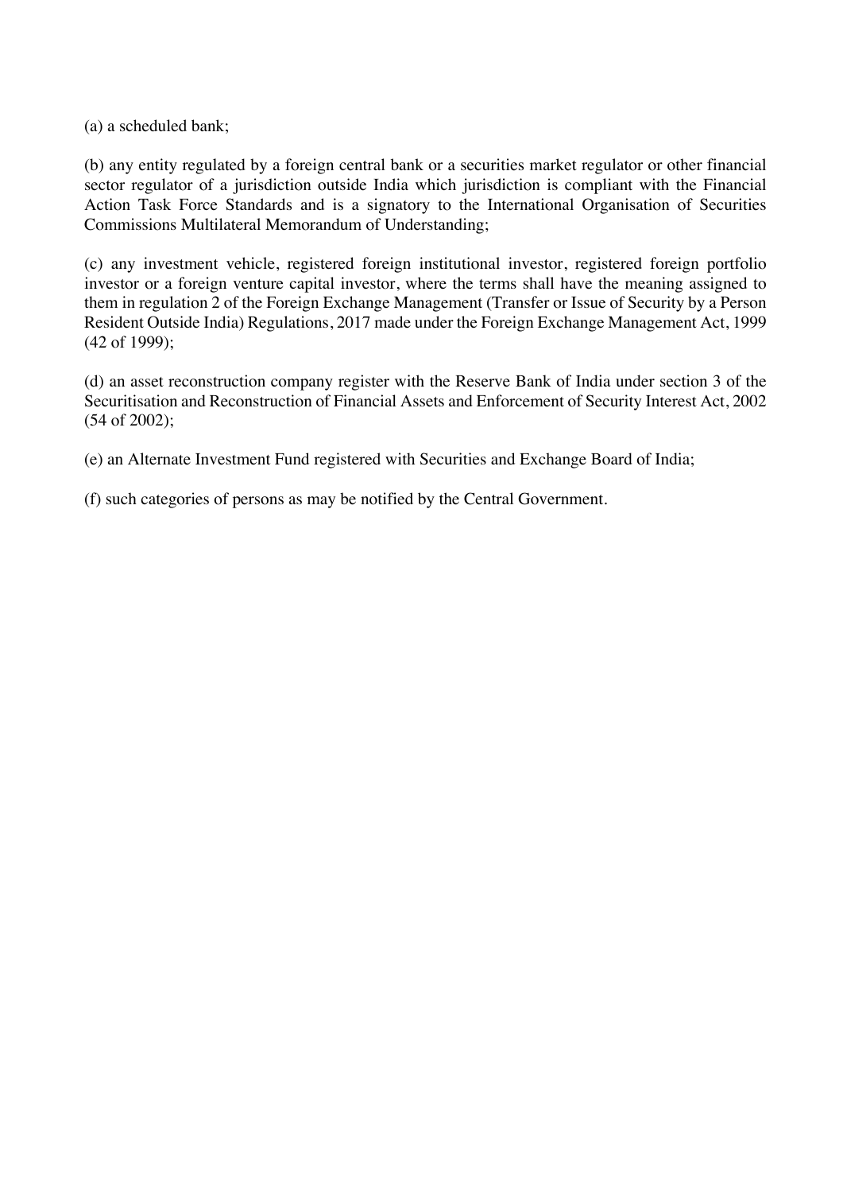(a) a scheduled bank;

(b) any entity regulated by a foreign central bank or a securities market regulator or other financial sector regulator of a jurisdiction outside India which jurisdiction is compliant with the Financial Action Task Force Standards and is a signatory to the International Organisation of Securities Commissions Multilateral Memorandum of Understanding;

(c) any investment vehicle, registered foreign institutional investor, registered foreign portfolio investor or a foreign venture capital investor, where the terms shall have the meaning assigned to them in regulation 2 of the Foreign Exchange Management (Transfer or Issue of Security by a Person Resident Outside India) Regulations, 2017 made under the Foreign Exchange Management Act, 1999 (42 of 1999);

(d) an asset reconstruction company register with the Reserve Bank of India under section 3 of the Securitisation and Reconstruction of Financial Assets and Enforcement of Security Interest Act, 2002 (54 of 2002);

(e) an Alternate Investment Fund registered with Securities and Exchange Board of India;

(f) such categories of persons as may be notified by the Central Government.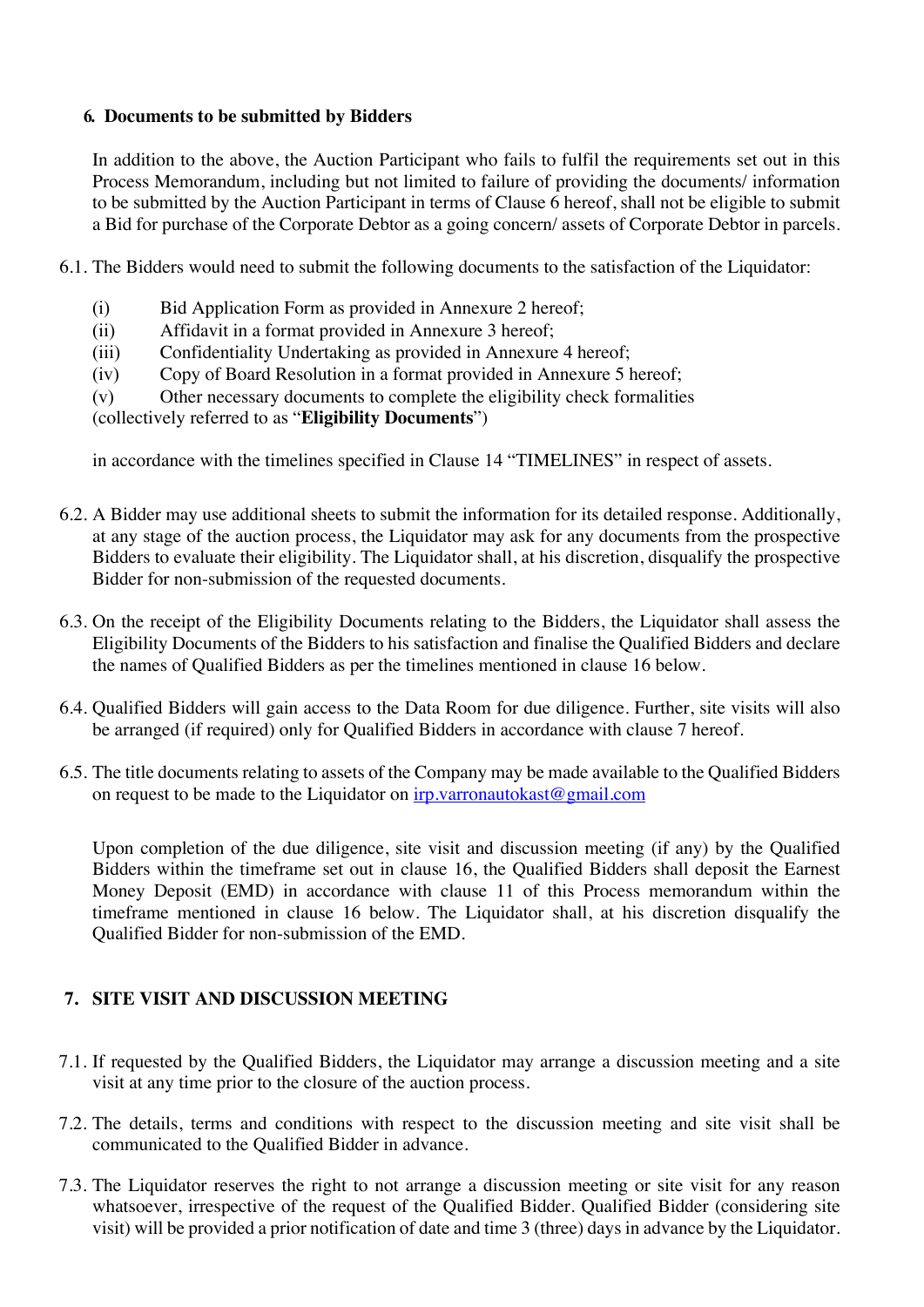## 6. Documents to be submitted by Bidders

In addition to the above, the Auction Participant who fails to fulfil the requirements set out in this Process Memorandum, including but not limited to failure of providing the documents/ information to be submitted by the Auction Participant in terms of Clause 6 hereof, shall not be eligible to submit a Bid for purchase of the Corporate Debtor as a going concern/ assets of Corporate Debtor in parcels.

6.1. The Bidders would need to submit the following documents to the satisfaction of the Liquidator:

(i) Bid Application Form as provided in Annexure 2 hereof;
(ii) Affidavit in a format provided in Annexure 3 hereof;
(iii) Confidentiality Undertaking as provided in Annexure 4 hereof;
(iv) Copy of Board Resolution in a format provided in Annexure 5 hereof;
(v) Other necessary documents to complete the eligibility check formalities
(collectively referred to as "**Eligibility Documents**")

in accordance with the timelines specified in Clause 14 "TIMELINES" in respect of assets.

6.2. A Bidder may use additional sheets to submit the information for its detailed response. Additionally, at any stage of the auction process, the Liquidator may ask for any documents from the prospective Bidders to evaluate their eligibility. The Liquidator shall, at his discretion, disqualify the prospective Bidder for non-submission of the requested documents.

6.3. On the receipt of the Eligibility Documents relating to the Bidders, the Liquidator shall assess the Eligibility Documents of the Bidders to his satisfaction and finalise the Qualified Bidders and declare the names of Qualified Bidders as per the timelines mentioned in clause 16 below.

6.4. Qualified Bidders will gain access to the Data Room for due diligence. Further, site visits will also be arranged (if required) only for Qualified Bidders in accordance with clause 7 hereof.

6.5. The title documents relating to assets of the Company may be made available to the Qualified Bidders on request to be made to the Liquidator on irp.varronautokast@gmail.com

Upon completion of the due diligence, site visit and discussion meeting (if any) by the Qualified Bidders within the timeframe set out in clause 16, the Qualified Bidders shall deposit the Earnest Money Deposit (EMD) in accordance with clause 11 of this Process memorandum within the timeframe mentioned in clause 16 below. The Liquidator shall, at his discretion disqualify the Qualified Bidder for non-submission of the EMD.

## 7. SITE VISIT AND DISCUSSION MEETING

7.1. If requested by the Qualified Bidders, the Liquidator may arrange a discussion meeting and a site visit at any time prior to the closure of the auction process.

7.2. The details, terms and conditions with respect to the discussion meeting and site visit shall be communicated to the Qualified Bidder in advance.

7.3. The Liquidator reserves the right to not arrange a discussion meeting or site visit for any reason whatsoever, irrespective of the request of the Qualified Bidder. Qualified Bidder (considering site visit) will be provided a prior notification of date and time 3 (three) days in advance by the Liquidator.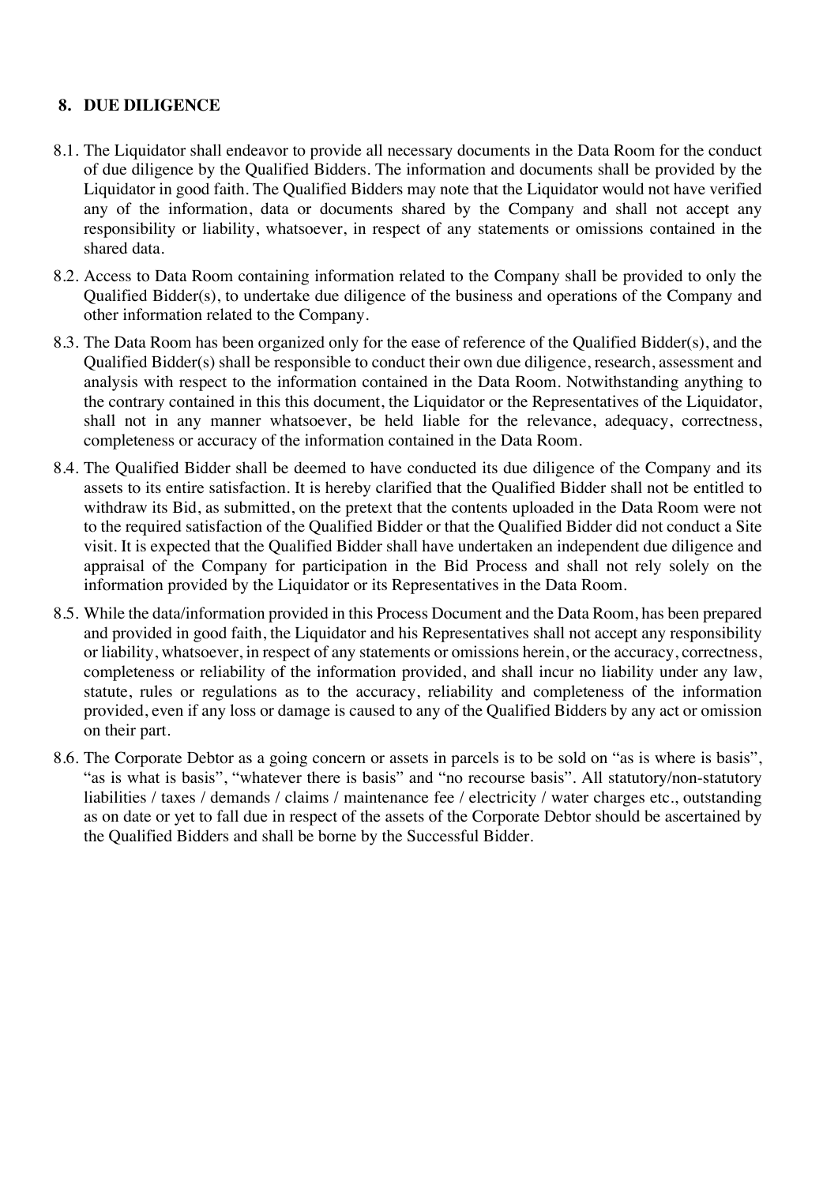## 8. DUE DILIGENCE

8.1. The Liquidator shall endeavor to provide all necessary documents in the Data Room for the conduct of due diligence by the Qualified Bidders. The information and documents shall be provided by the Liquidator in good faith. The Qualified Bidders may note that the Liquidator would not have verified any of the information, data or documents shared by the Company and shall not accept any responsibility or liability, whatsoever, in respect of any statements or omissions contained in the shared data.

8.2. Access to Data Room containing information related to the Company shall be provided to only the Qualified Bidder(s), to undertake due diligence of the business and operations of the Company and other information related to the Company.

8.3. The Data Room has been organized only for the ease of reference of the Qualified Bidder(s), and the Qualified Bidder(s) shall be responsible to conduct their own due diligence, research, assessment and analysis with respect to the information contained in the Data Room. Notwithstanding anything to the contrary contained in this this document, the Liquidator or the Representatives of the Liquidator, shall not in any manner whatsoever, be held liable for the relevance, adequacy, correctness, completeness or accuracy of the information contained in the Data Room.

8.4. The Qualified Bidder shall be deemed to have conducted its due diligence of the Company and its assets to its entire satisfaction. It is hereby clarified that the Qualified Bidder shall not be entitled to withdraw its Bid, as submitted, on the pretext that the contents uploaded in the Data Room were not to the required satisfaction of the Qualified Bidder or that the Qualified Bidder did not conduct a Site visit. It is expected that the Qualified Bidder shall have undertaken an independent due diligence and appraisal of the Company for participation in the Bid Process and shall not rely solely on the information provided by the Liquidator or its Representatives in the Data Room.

8.5. While the data/information provided in this Process Document and the Data Room, has been prepared and provided in good faith, the Liquidator and his Representatives shall not accept any responsibility or liability, whatsoever, in respect of any statements or omissions herein, or the accuracy, correctness, completeness or reliability of the information provided, and shall incur no liability under any law, statute, rules or regulations as to the accuracy, reliability and completeness of the information provided, even if any loss or damage is caused to any of the Qualified Bidders by any act or omission on their part.

8.6. The Corporate Debtor as a going concern or assets in parcels is to be sold on "as is where is basis", "as is what is basis", "whatever there is basis" and "no recourse basis". All statutory/non-statutory liabilities / taxes / demands / claims / maintenance fee / electricity / water charges etc., outstanding as on date or yet to fall due in respect of the assets of the Corporate Debtor should be ascertained by the Qualified Bidders and shall be borne by the Successful Bidder.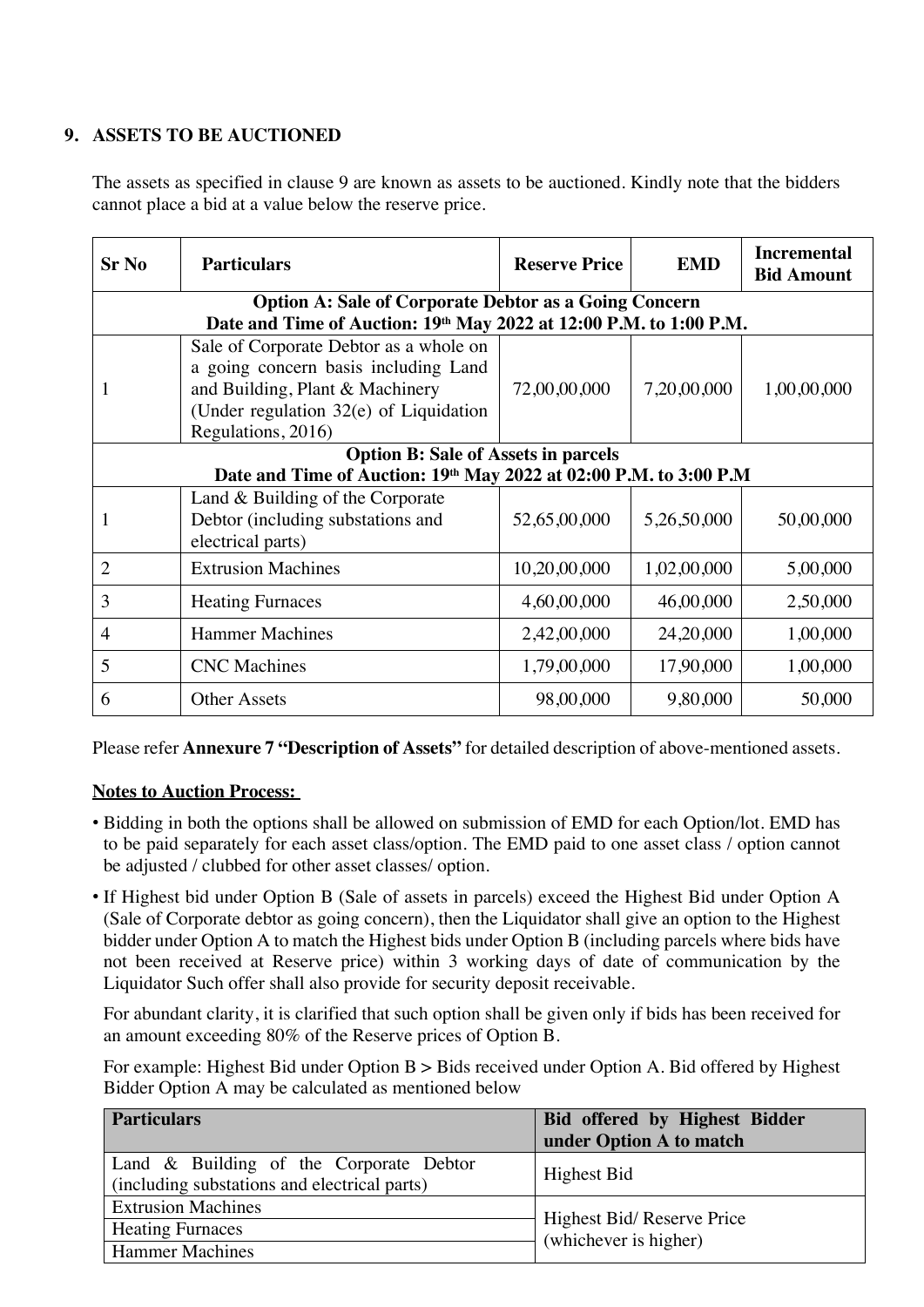## 9. ASSETS TO BE AUCTIONED

The assets as specified in clause 9 are known as assets to be auctioned. Kindly note that the bidders cannot place a bid at a value below the reserve price.

| Sr No | Particulars | Reserve Price | EMD | Incremental Bid Amount |
|---|---|---|---|---|
| **Option A: Sale of Corporate Debtor as a Going Concern**<br>**Date and Time of Auction: 19th May 2022 at 12:00 P.M. to 1:00 P.M.** | | | | |
| 1 | Sale of Corporate Debtor as a whole on a going concern basis including Land and Building, Plant & Machinery (Under regulation 32(e) of Liquidation Regulations, 2016) | 72,00,00,000 | 7,20,00,000 | 1,00,00,000 |
| **Option B: Sale of Assets in parcels**<br>**Date and Time of Auction: 19th May 2022 at 02:00 P.M. to 3:00 P.M** | | | | |
| 1 | Land & Building of the Corporate Debtor (including substations and electrical parts) | 52,65,00,000 | 5,26,50,000 | 50,00,000 |
| 2 | Extrusion Machines | 10,20,00,000 | 1,02,00,000 | 5,00,000 |
| 3 | Heating Furnaces | 4,60,00,000 | 46,00,000 | 2,50,000 |
| 4 | Hammer Machines | 2,42,00,000 | 24,20,000 | 1,00,000 |
| 5 | CNC Machines | 1,79,00,000 | 17,90,000 | 1,00,000 |
| 6 | Other Assets | 98,00,000 | 9,80,000 | 50,000 |

Please refer **Annexure 7 "Description of Assets"** for detailed description of above-mentioned assets.

**Notes to Auction Process:**

- Bidding in both the options shall be allowed on submission of EMD for each Option/lot. EMD has to be paid separately for each asset class/option. The EMD paid to one asset class / option cannot be adjusted / clubbed for other asset classes/ option.
- If Highest bid under Option B (Sale of assets in parcels) exceed the Highest Bid under Option A (Sale of Corporate debtor as going concern), then the Liquidator shall give an option to the Highest bidder under Option A to match the Highest bids under Option B (including parcels where bids have not been received at Reserve price) within 3 working days of date of communication by the Liquidator Such offer shall also provide for security deposit receivable.

  For abundant clarity, it is clarified that such option shall be given only if bids has been received for an amount exceeding 80% of the Reserve prices of Option B.

  For example: Highest Bid under Option B > Bids received under Option A. Bid offered by Highest Bidder Option A may be calculated as mentioned below

| Particulars | Bid offered by Highest Bidder under Option A to match |
|---|---|
| Land & Building of the Corporate Debtor (including substations and electrical parts) | Highest Bid |
| Extrusion Machines | Highest Bid/ Reserve Price (whichever is higher) |
| Heating Furnaces | |
| Hammer Machines | |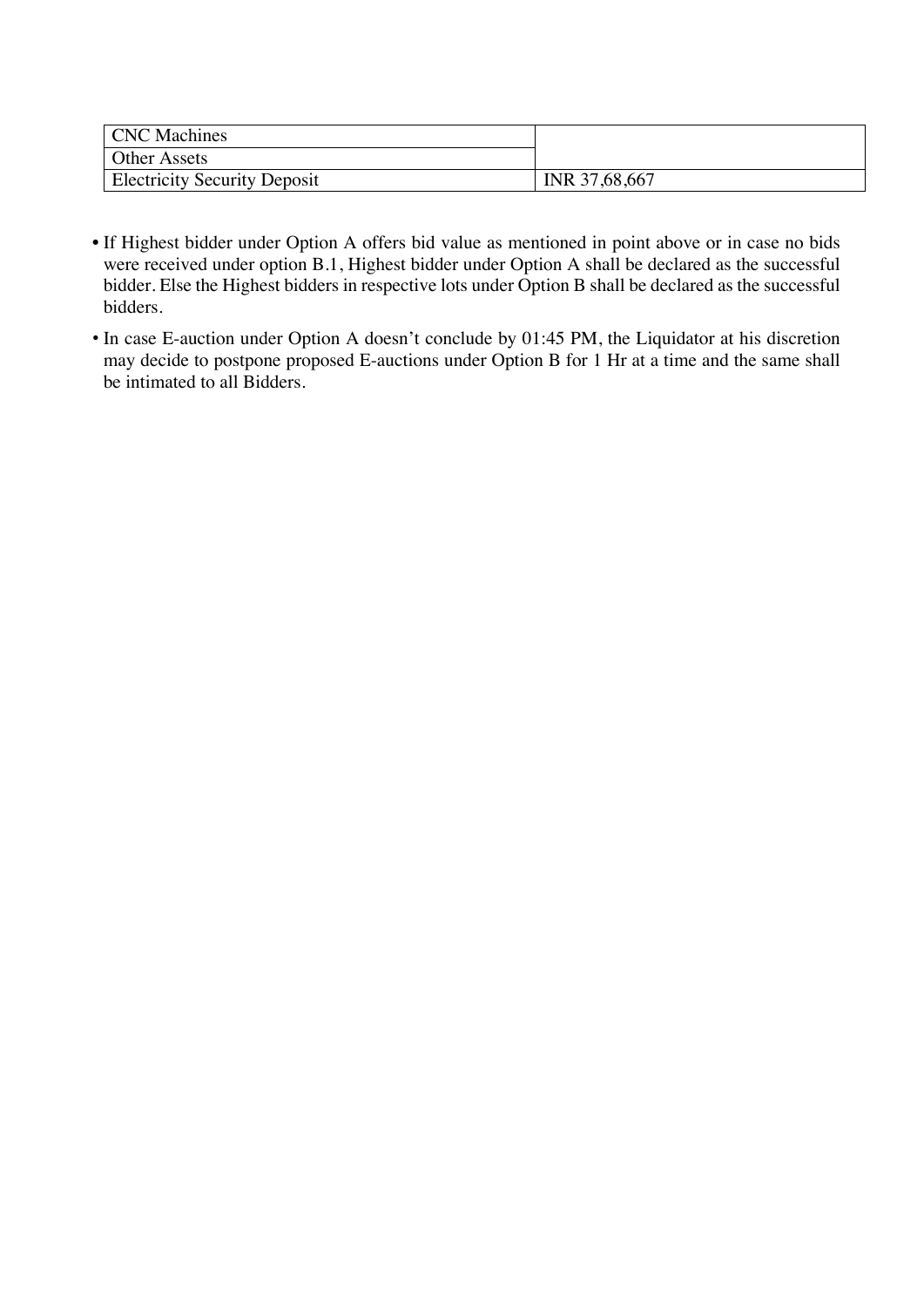| CNC Machines | |
|---|---|
| Other Assets | |
| Electricity Security Deposit | INR 37,68,667 |

- If Highest bidder under Option A offers bid value as mentioned in point above or in case no bids were received under option B.1, Highest bidder under Option A shall be declared as the successful bidder. Else the Highest bidders in respective lots under Option B shall be declared as the successful bidders.
- In case E-auction under Option A doesn't conclude by 01:45 PM, the Liquidator at his discretion may decide to postpone proposed E-auctions under Option B for 1 Hr at a time and the same shall be intimated to all Bidders.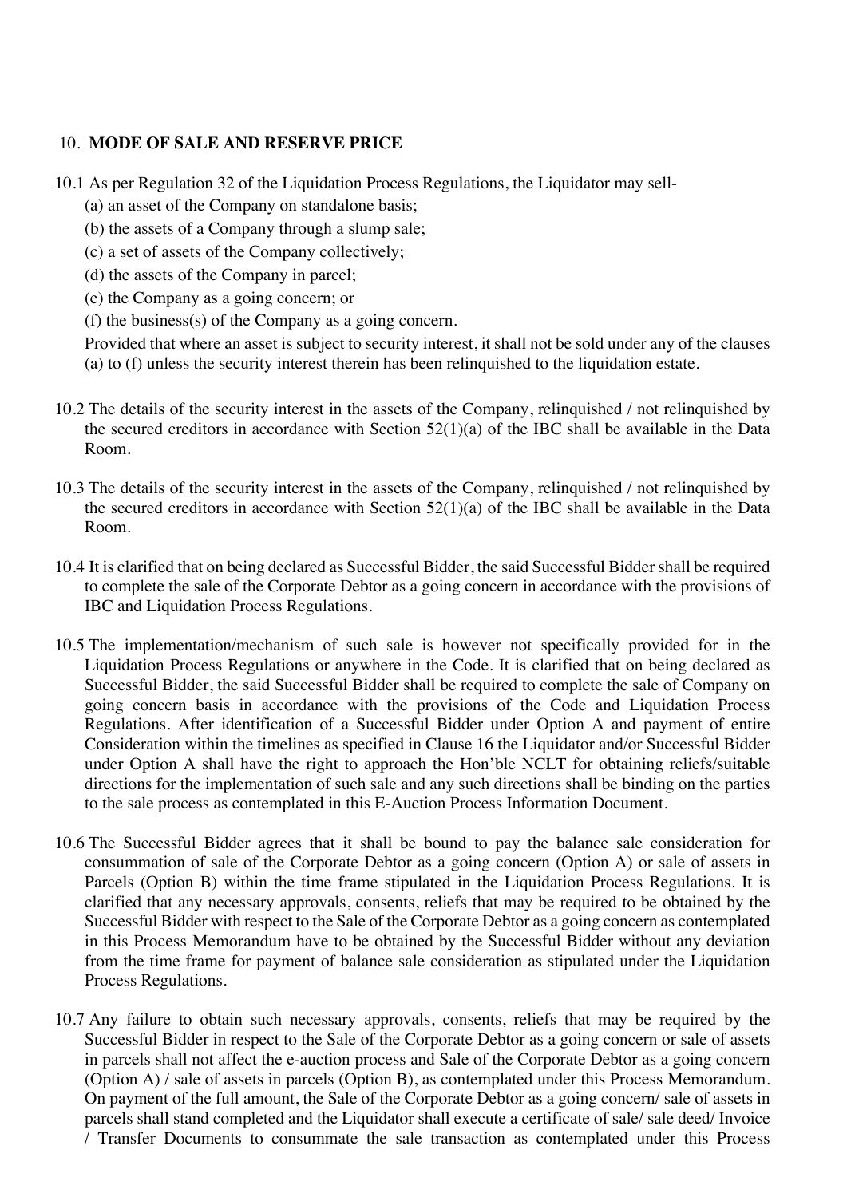## 10. MODE OF SALE AND RESERVE PRICE

10.1 As per Regulation 32 of the Liquidation Process Regulations, the Liquidator may sell-

(a) an asset of the Company on standalone basis;

(b) the assets of a Company through a slump sale;

(c) a set of assets of the Company collectively;

(d) the assets of the Company in parcel;

(e) the Company as a going concern; or

(f) the business(s) of the Company as a going concern.

Provided that where an asset is subject to security interest, it shall not be sold under any of the clauses (a) to (f) unless the security interest therein has been relinquished to the liquidation estate.

10.2 The details of the security interest in the assets of the Company, relinquished / not relinquished by the secured creditors in accordance with Section 52(1)(a) of the IBC shall be available in the Data Room.

10.3 The details of the security interest in the assets of the Company, relinquished / not relinquished by the secured creditors in accordance with Section 52(1)(a) of the IBC shall be available in the Data Room.

10.4 It is clarified that on being declared as Successful Bidder, the said Successful Bidder shall be required to complete the sale of the Corporate Debtor as a going concern in accordance with the provisions of IBC and Liquidation Process Regulations.

10.5 The implementation/mechanism of such sale is however not specifically provided for in the Liquidation Process Regulations or anywhere in the Code. It is clarified that on being declared as Successful Bidder, the said Successful Bidder shall be required to complete the sale of Company on going concern basis in accordance with the provisions of the Code and Liquidation Process Regulations. After identification of a Successful Bidder under Option A and payment of entire Consideration within the timelines as specified in Clause 16 the Liquidator and/or Successful Bidder under Option A shall have the right to approach the Hon'ble NCLT for obtaining reliefs/suitable directions for the implementation of such sale and any such directions shall be binding on the parties to the sale process as contemplated in this E-Auction Process Information Document.

10.6 The Successful Bidder agrees that it shall be bound to pay the balance sale consideration for consummation of sale of the Corporate Debtor as a going concern (Option A) or sale of assets in Parcels (Option B) within the time frame stipulated in the Liquidation Process Regulations. It is clarified that any necessary approvals, consents, reliefs that may be required to be obtained by the Successful Bidder with respect to the Sale of the Corporate Debtor as a going concern as contemplated in this Process Memorandum have to be obtained by the Successful Bidder without any deviation from the time frame for payment of balance sale consideration as stipulated under the Liquidation Process Regulations.

10.7 Any failure to obtain such necessary approvals, consents, reliefs that may be required by the Successful Bidder in respect to the Sale of the Corporate Debtor as a going concern or sale of assets in parcels shall not affect the e-auction process and Sale of the Corporate Debtor as a going concern (Option A) / sale of assets in parcels (Option B), as contemplated under this Process Memorandum. On payment of the full amount, the Sale of the Corporate Debtor as a going concern/ sale of assets in parcels shall stand completed and the Liquidator shall execute a certificate of sale/ sale deed/ Invoice / Transfer Documents to consummate the sale transaction as contemplated under this Process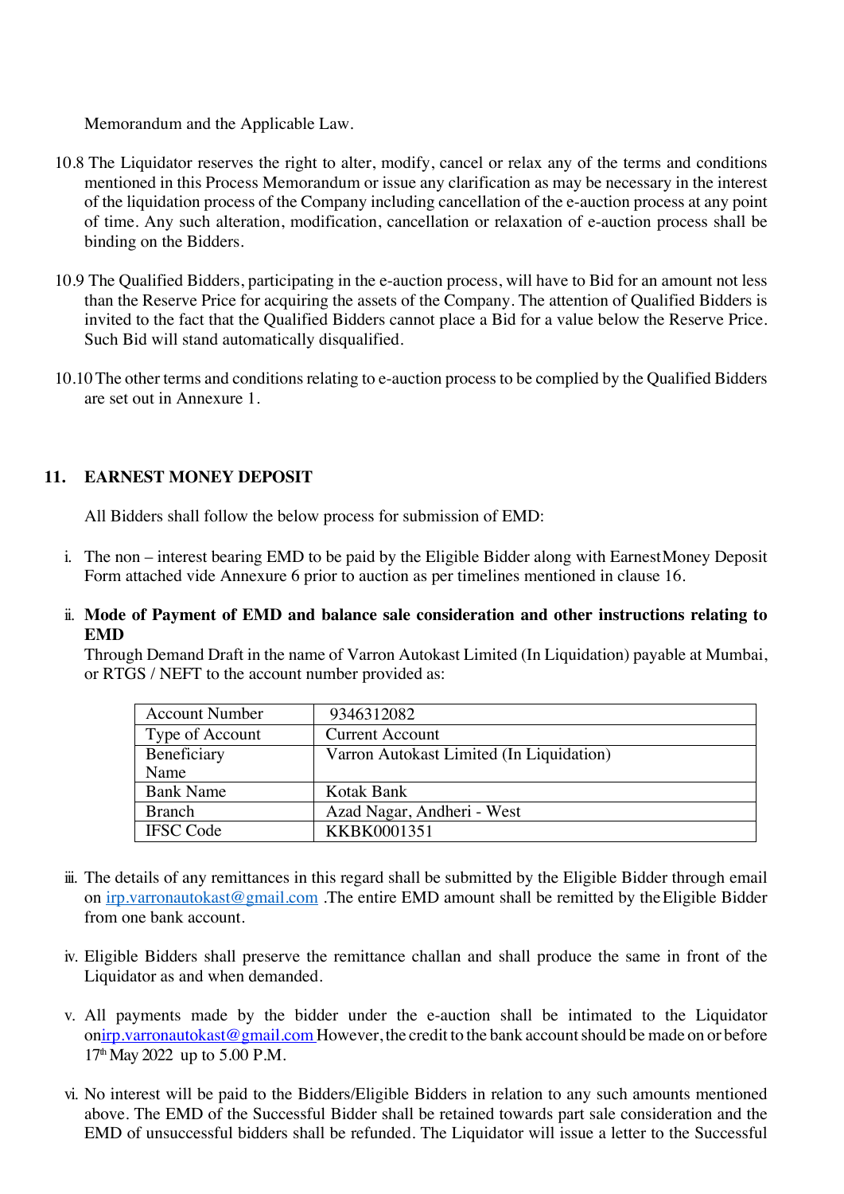Memorandum and the Applicable Law.

10.8 The Liquidator reserves the right to alter, modify, cancel or relax any of the terms and conditions mentioned in this Process Memorandum or issue any clarification as may be necessary in the interest of the liquidation process of the Company including cancellation of the e-auction process at any point of time. Any such alteration, modification, cancellation or relaxation of e-auction process shall be binding on the Bidders.

10.9 The Qualified Bidders, participating in the e-auction process, will have to Bid for an amount not less than the Reserve Price for acquiring the assets of the Company. The attention of Qualified Bidders is invited to the fact that the Qualified Bidders cannot place a Bid for a value below the Reserve Price. Such Bid will stand automatically disqualified.

10.10 The other terms and conditions relating to e-auction process to be complied by the Qualified Bidders are set out in Annexure 1.

## 11. EARNEST MONEY DEPOSIT

All Bidders shall follow the below process for submission of EMD:

i. The non – interest bearing EMD to be paid by the Eligible Bidder along with Earnest Money Deposit Form attached vide Annexure 6 prior to auction as per timelines mentioned in clause 16.

ii. **Mode of Payment of EMD and balance sale consideration and other instructions relating to EMD**

Through Demand Draft in the name of Varron Autokast Limited (In Liquidation) payable at Mumbai, or RTGS / NEFT to the account number provided as:

| Account Number | 9346312082 |
|---|---|
| Type of Account | Current Account |
| Beneficiary Name | Varron Autokast Limited (In Liquidation) |
| Bank Name | Kotak Bank |
| Branch | Azad Nagar, Andheri - West |
| IFSC Code | KKBK0001351 |

iii. The details of any remittances in this regard shall be submitted by the Eligible Bidder through email on irp.varronautokast@gmail.com .The entire EMD amount shall be remitted by the Eligible Bidder from one bank account.

iv. Eligible Bidders shall preserve the remittance challan and shall produce the same in front of the Liquidator as and when demanded.

v. All payments made by the bidder under the e-auction shall be intimated to the Liquidator on irp.varronautokast@gmail.com However, the credit to the bank account should be made on or before 17th May 2022 up to 5.00 P.M.

vi. No interest will be paid to the Bidders/Eligible Bidders in relation to any such amounts mentioned above. The EMD of the Successful Bidder shall be retained towards part sale consideration and the EMD of unsuccessful bidders shall be refunded. The Liquidator will issue a letter to the Successful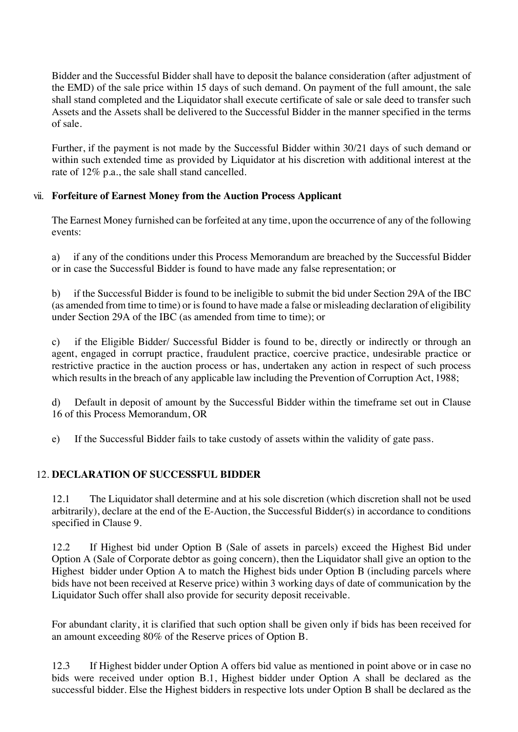Bidder and the Successful Bidder shall have to deposit the balance consideration (after adjustment of the EMD) of the sale price within 15 days of such demand. On payment of the full amount, the sale shall stand completed and the Liquidator shall execute certificate of sale or sale deed to transfer such Assets and the Assets shall be delivered to the Successful Bidder in the manner specified in the terms of sale.

Further, if the payment is not made by the Successful Bidder within 30/21 days of such demand or within such extended time as provided by Liquidator at his discretion with additional interest at the rate of 12% p.a., the sale shall stand cancelled.

vii. **Forfeiture of Earnest Money from the Auction Process Applicant**

The Earnest Money furnished can be forfeited at any time, upon the occurrence of any of the following events:

a) if any of the conditions under this Process Memorandum are breached by the Successful Bidder or in case the Successful Bidder is found to have made any false representation; or

b) if the Successful Bidder is found to be ineligible to submit the bid under Section 29A of the IBC (as amended from time to time) or is found to have made a false or misleading declaration of eligibility under Section 29A of the IBC (as amended from time to time); or

c) if the Eligible Bidder/ Successful Bidder is found to be, directly or indirectly or through an agent, engaged in corrupt practice, fraudulent practice, coercive practice, undesirable practice or restrictive practice in the auction process or has, undertaken any action in respect of such process which results in the breach of any applicable law including the Prevention of Corruption Act, 1988;

d) Default in deposit of amount by the Successful Bidder within the timeframe set out in Clause 16 of this Process Memorandum, OR

e) If the Successful Bidder fails to take custody of assets within the validity of gate pass.

## 12. DECLARATION OF SUCCESSFUL BIDDER

12.1 The Liquidator shall determine and at his sole discretion (which discretion shall not be used arbitrarily), declare at the end of the E-Auction, the Successful Bidder(s) in accordance to conditions specified in Clause 9.

12.2 If Highest bid under Option B (Sale of assets in parcels) exceed the Highest Bid under Option A (Sale of Corporate debtor as going concern), then the Liquidator shall give an option to the Highest bidder under Option A to match the Highest bids under Option B (including parcels where bids have not been received at Reserve price) within 3 working days of date of communication by the Liquidator Such offer shall also provide for security deposit receivable.

For abundant clarity, it is clarified that such option shall be given only if bids has been received for an amount exceeding 80% of the Reserve prices of Option B.

12.3 If Highest bidder under Option A offers bid value as mentioned in point above or in case no bids were received under option B.1, Highest bidder under Option A shall be declared as the successful bidder. Else the Highest bidders in respective lots under Option B shall be declared as the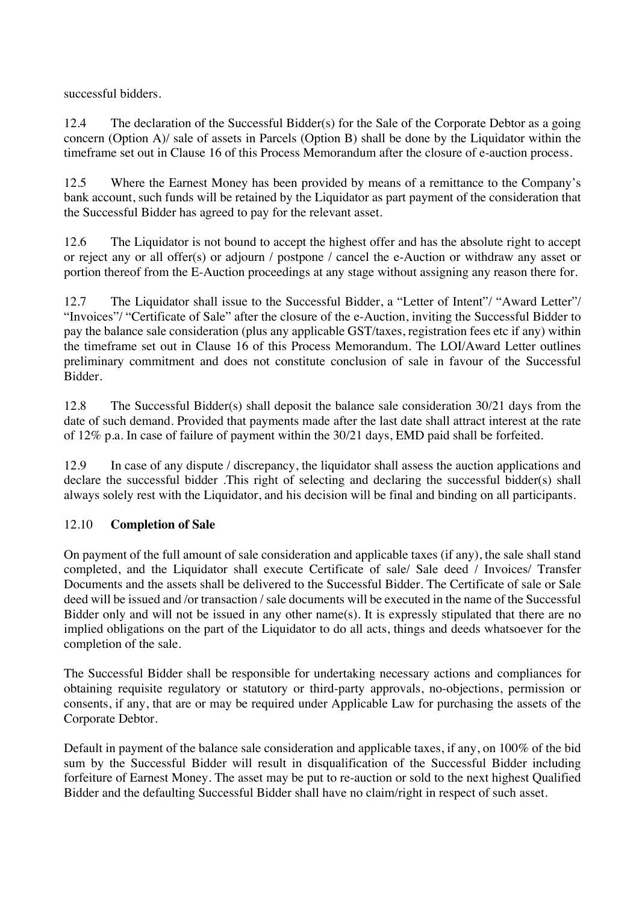successful bidders.

12.4 The declaration of the Successful Bidder(s) for the Sale of the Corporate Debtor as a going concern (Option A)/ sale of assets in Parcels (Option B) shall be done by the Liquidator within the timeframe set out in Clause 16 of this Process Memorandum after the closure of e-auction process.

12.5 Where the Earnest Money has been provided by means of a remittance to the Company's bank account, such funds will be retained by the Liquidator as part payment of the consideration that the Successful Bidder has agreed to pay for the relevant asset.

12.6 The Liquidator is not bound to accept the highest offer and has the absolute right to accept or reject any or all offer(s) or adjourn / postpone / cancel the e-Auction or withdraw any asset or portion thereof from the E-Auction proceedings at any stage without assigning any reason there for.

12.7 The Liquidator shall issue to the Successful Bidder, a "Letter of Intent"/ "Award Letter"/ "Invoices"/ "Certificate of Sale" after the closure of the e-Auction, inviting the Successful Bidder to pay the balance sale consideration (plus any applicable GST/taxes, registration fees etc if any) within the timeframe set out in Clause 16 of this Process Memorandum. The LOI/Award Letter outlines preliminary commitment and does not constitute conclusion of sale in favour of the Successful Bidder.

12.8 The Successful Bidder(s) shall deposit the balance sale consideration 30/21 days from the date of such demand. Provided that payments made after the last date shall attract interest at the rate of 12% p.a. In case of failure of payment within the 30/21 days, EMD paid shall be forfeited.

12.9 In case of any dispute / discrepancy, the liquidator shall assess the auction applications and declare the successful bidder .This right of selecting and declaring the successful bidder(s) shall always solely rest with the Liquidator, and his decision will be final and binding on all participants.

12.10 **Completion of Sale**

On payment of the full amount of sale consideration and applicable taxes (if any), the sale shall stand completed, and the Liquidator shall execute Certificate of sale/ Sale deed / Invoices/ Transfer Documents and the assets shall be delivered to the Successful Bidder. The Certificate of sale or Sale deed will be issued and /or transaction / sale documents will be executed in the name of the Successful Bidder only and will not be issued in any other name(s). It is expressly stipulated that there are no implied obligations on the part of the Liquidator to do all acts, things and deeds whatsoever for the completion of the sale.

The Successful Bidder shall be responsible for undertaking necessary actions and compliances for obtaining requisite regulatory or statutory or third-party approvals, no-objections, permission or consents, if any, that are or may be required under Applicable Law for purchasing the assets of the Corporate Debtor.

Default in payment of the balance sale consideration and applicable taxes, if any, on 100% of the bid sum by the Successful Bidder will result in disqualification of the Successful Bidder including forfeiture of Earnest Money. The asset may be put to re-auction or sold to the next highest Qualified Bidder and the defaulting Successful Bidder shall have no claim/right in respect of such asset.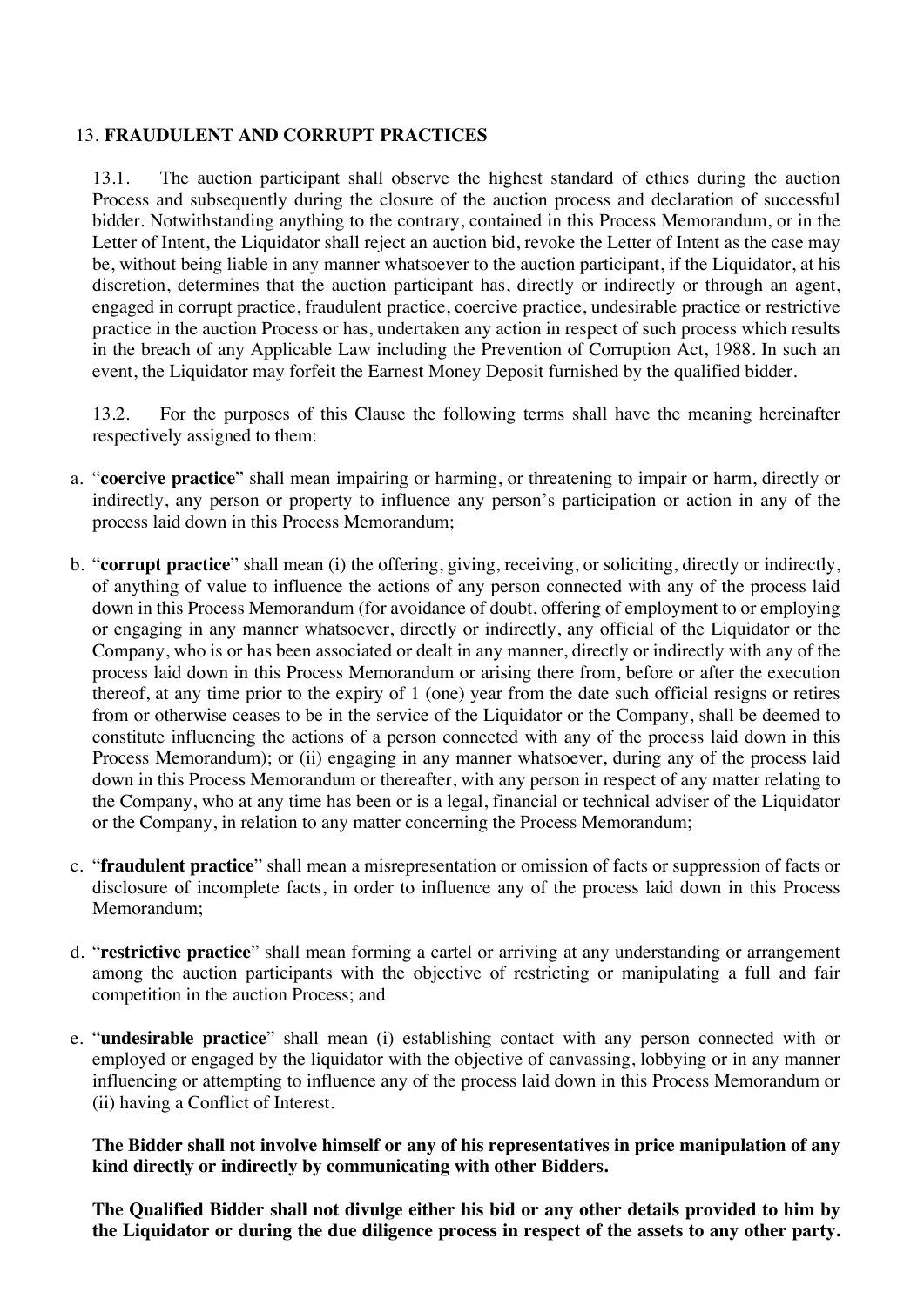## 13. FRAUDULENT AND CORRUPT PRACTICES

13.1. The auction participant shall observe the highest standard of ethics during the auction Process and subsequently during the closure of the auction process and declaration of successful bidder. Notwithstanding anything to the contrary, contained in this Process Memorandum, or in the Letter of Intent, the Liquidator shall reject an auction bid, revoke the Letter of Intent as the case may be, without being liable in any manner whatsoever to the auction participant, if the Liquidator, at his discretion, determines that the auction participant has, directly or indirectly or through an agent, engaged in corrupt practice, fraudulent practice, coercive practice, undesirable practice or restrictive practice in the auction Process or has, undertaken any action in respect of such process which results in the breach of any Applicable Law including the Prevention of Corruption Act, 1988. In such an event, the Liquidator may forfeit the Earnest Money Deposit furnished by the qualified bidder.

13.2. For the purposes of this Clause the following terms shall have the meaning hereinafter respectively assigned to them:

a. "**coercive practice**" shall mean impairing or harming, or threatening to impair or harm, directly or indirectly, any person or property to influence any person's participation or action in any of the process laid down in this Process Memorandum;

b. "**corrupt practice**" shall mean (i) the offering, giving, receiving, or soliciting, directly or indirectly, of anything of value to influence the actions of any person connected with any of the process laid down in this Process Memorandum (for avoidance of doubt, offering of employment to or employing or engaging in any manner whatsoever, directly or indirectly, any official of the Liquidator or the Company, who is or has been associated or dealt in any manner, directly or indirectly with any of the process laid down in this Process Memorandum or arising there from, before or after the execution thereof, at any time prior to the expiry of 1 (one) year from the date such official resigns or retires from or otherwise ceases to be in the service of the Liquidator or the Company, shall be deemed to constitute influencing the actions of a person connected with any of the process laid down in this Process Memorandum); or (ii) engaging in any manner whatsoever, during any of the process laid down in this Process Memorandum or thereafter, with any person in respect of any matter relating to the Company, who at any time has been or is a legal, financial or technical adviser of the Liquidator or the Company, in relation to any matter concerning the Process Memorandum;

c. "**fraudulent practice**" shall mean a misrepresentation or omission of facts or suppression of facts or disclosure of incomplete facts, in order to influence any of the process laid down in this Process Memorandum;

d. "**restrictive practice**" shall mean forming a cartel or arriving at any understanding or arrangement among the auction participants with the objective of restricting or manipulating a full and fair competition in the auction Process; and

e. "**undesirable practice**" shall mean (i) establishing contact with any person connected with or employed or engaged by the liquidator with the objective of canvassing, lobbying or in any manner influencing or attempting to influence any of the process laid down in this Process Memorandum or (ii) having a Conflict of Interest.

**The Bidder shall not involve himself or any of his representatives in price manipulation of any kind directly or indirectly by communicating with other Bidders.**

**The Qualified Bidder shall not divulge either his bid or any other details provided to him by the Liquidator or during the due diligence process in respect of the assets to any other party.**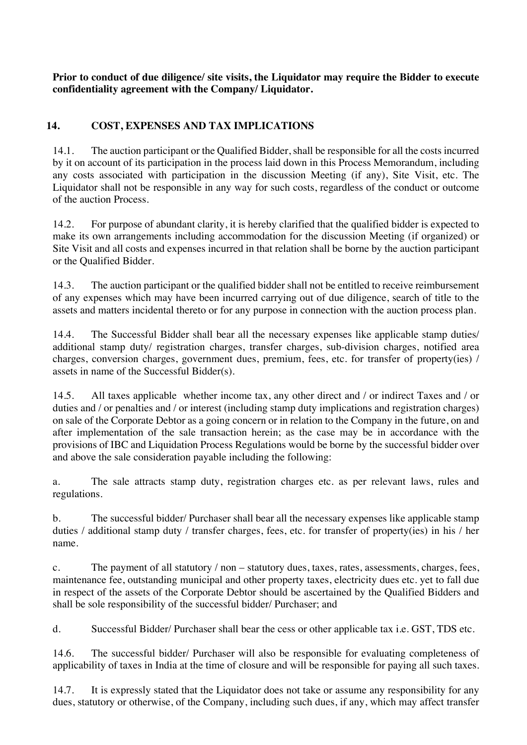**Prior to conduct of due diligence/ site visits, the Liquidator may require the Bidder to execute confidentiality agreement with the Company/ Liquidator.**

## 14. COST, EXPENSES AND TAX IMPLICATIONS

14.1. The auction participant or the Qualified Bidder, shall be responsible for all the costs incurred by it on account of its participation in the process laid down in this Process Memorandum, including any costs associated with participation in the discussion Meeting (if any), Site Visit, etc. The Liquidator shall not be responsible in any way for such costs, regardless of the conduct or outcome of the auction Process.

14.2. For purpose of abundant clarity, it is hereby clarified that the qualified bidder is expected to make its own arrangements including accommodation for the discussion Meeting (if organized) or Site Visit and all costs and expenses incurred in that relation shall be borne by the auction participant or the Qualified Bidder.

14.3. The auction participant or the qualified bidder shall not be entitled to receive reimbursement of any expenses which may have been incurred carrying out of due diligence, search of title to the assets and matters incidental thereto or for any purpose in connection with the auction process plan.

14.4. The Successful Bidder shall bear all the necessary expenses like applicable stamp duties/ additional stamp duty/ registration charges, transfer charges, sub-division charges, notified area charges, conversion charges, government dues, premium, fees, etc. for transfer of property(ies) / assets in name of the Successful Bidder(s).

14.5. All taxes applicable whether income tax, any other direct and / or indirect Taxes and / or duties and / or penalties and / or interest (including stamp duty implications and registration charges) on sale of the Corporate Debtor as a going concern or in relation to the Company in the future, on and after implementation of the sale transaction herein; as the case may be in accordance with the provisions of IBC and Liquidation Process Regulations would be borne by the successful bidder over and above the sale consideration payable including the following:

a. The sale attracts stamp duty, registration charges etc. as per relevant laws, rules and regulations.

b. The successful bidder/ Purchaser shall bear all the necessary expenses like applicable stamp duties / additional stamp duty / transfer charges, fees, etc. for transfer of property(ies) in his / her name.

c. The payment of all statutory / non – statutory dues, taxes, rates, assessments, charges, fees, maintenance fee, outstanding municipal and other property taxes, electricity dues etc. yet to fall due in respect of the assets of the Corporate Debtor should be ascertained by the Qualified Bidders and shall be sole responsibility of the successful bidder/ Purchaser; and

d. Successful Bidder/ Purchaser shall bear the cess or other applicable tax i.e. GST, TDS etc.

14.6. The successful bidder/ Purchaser will also be responsible for evaluating completeness of applicability of taxes in India at the time of closure and will be responsible for paying all such taxes.

14.7. It is expressly stated that the Liquidator does not take or assume any responsibility for any dues, statutory or otherwise, of the Company, including such dues, if any, which may affect transfer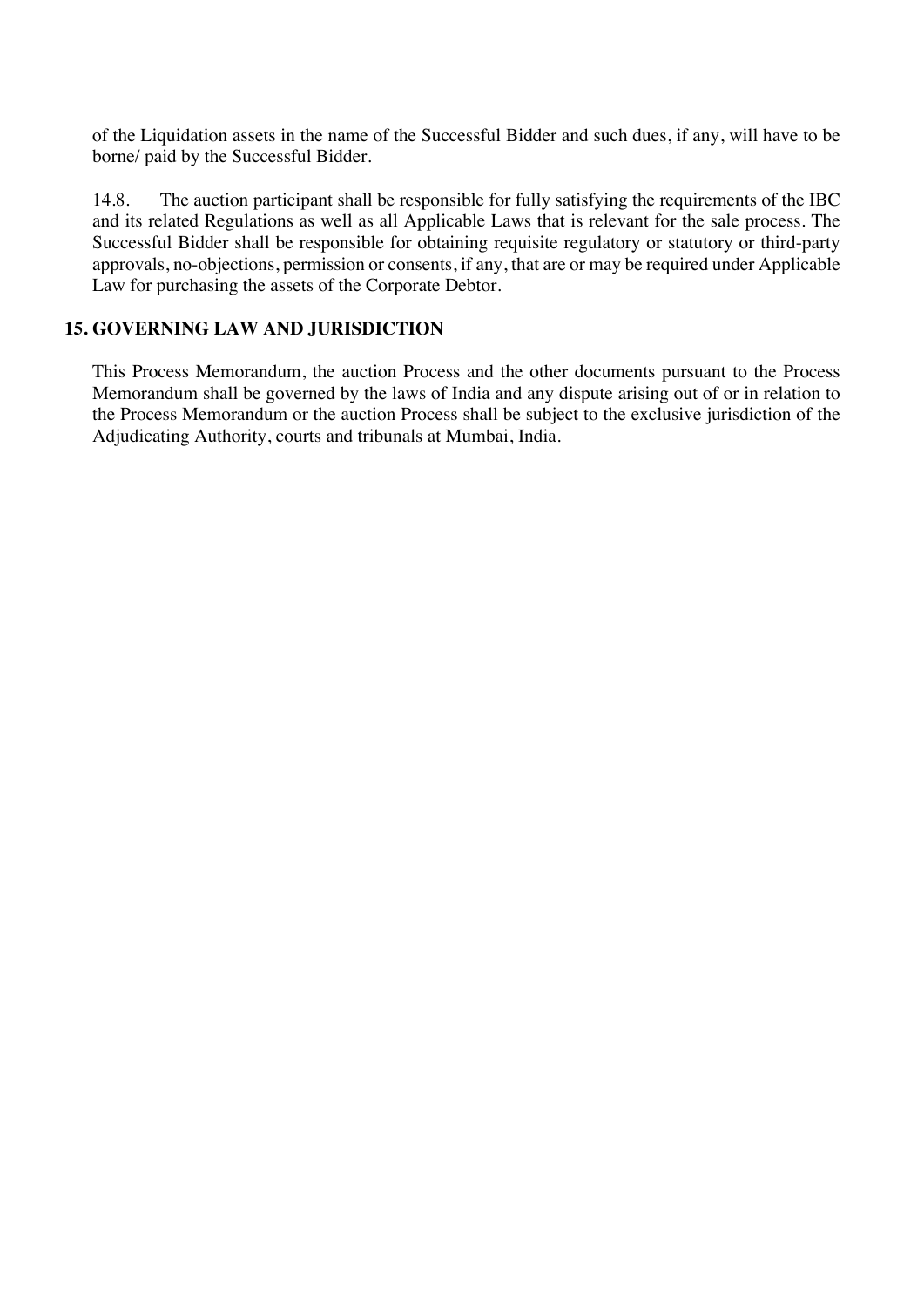of the Liquidation assets in the name of the Successful Bidder and such dues, if any, will have to be borne/ paid by the Successful Bidder.

14.8. The auction participant shall be responsible for fully satisfying the requirements of the IBC and its related Regulations as well as all Applicable Laws that is relevant for the sale process. The Successful Bidder shall be responsible for obtaining requisite regulatory or statutory or third-party approvals, no-objections, permission or consents, if any, that are or may be required under Applicable Law for purchasing the assets of the Corporate Debtor.

## 15. GOVERNING LAW AND JURISDICTION

This Process Memorandum, the auction Process and the other documents pursuant to the Process Memorandum shall be governed by the laws of India and any dispute arising out of or in relation to the Process Memorandum or the auction Process shall be subject to the exclusive jurisdiction of the Adjudicating Authority, courts and tribunals at Mumbai, India.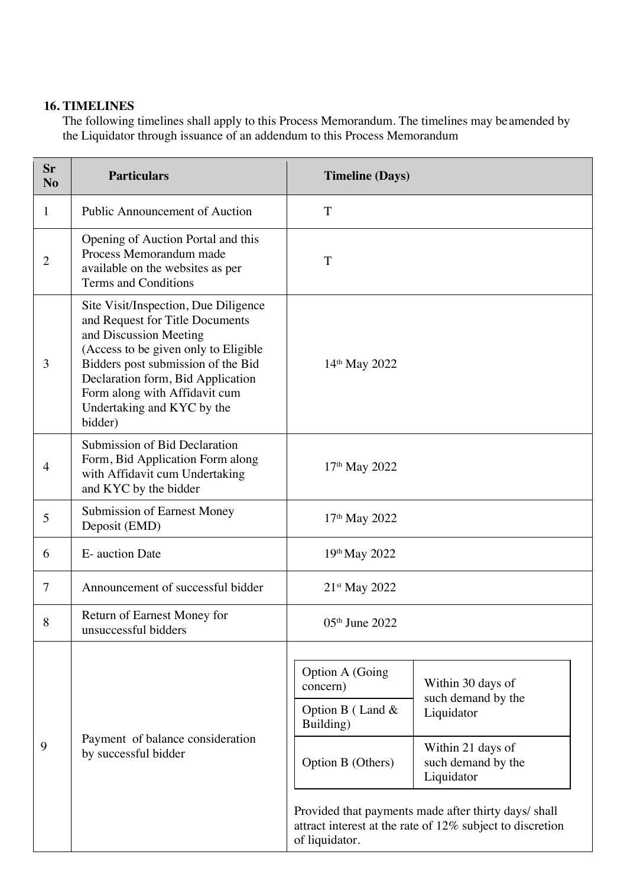## 16. TIMELINES

The following timelines shall apply to this Process Memorandum. The timelines may be amended by the Liquidator through issuance of an addendum to this Process Memorandum

| Sr No | Particulars | Timeline (Days) |
|---|---|---|
| 1 | Public Announcement of Auction | T |
| 2 | Opening of Auction Portal and this Process Memorandum made available on the websites as per Terms and Conditions | T |
| 3 | Site Visit/Inspection, Due Diligence and Request for Title Documents and Discussion Meeting (Access to be given only to Eligible Bidders post submission of the Bid Declaration form, Bid Application Form along with Affidavit cum Undertaking and KYC by the bidder) | 14th May 2022 |
| 4 | Submission of Bid Declaration Form, Bid Application Form along with Affidavit cum Undertaking and KYC by the bidder | 17th May 2022 |
| 5 | Submission of Earnest Money Deposit (EMD) | 17th May 2022 |
| 6 | E- auction Date | 19th May 2022 |
| 7 | Announcement of successful bidder | 21st May 2022 |
| 8 | Return of Earnest Money for unsuccessful bidders | 05th June 2022 |
| 9 | Payment of balance consideration by successful bidder | Option A (Going concern): Within 30 days of such demand by the Liquidator<br>Option B ( Land & Building): Within 30 days of such demand by the Liquidator<br>Option B (Others): Within 21 days of such demand by the Liquidator<br><br>Provided that payments made after thirty days/ shall attract interest at the rate of 12% subject to discretion of liquidator. |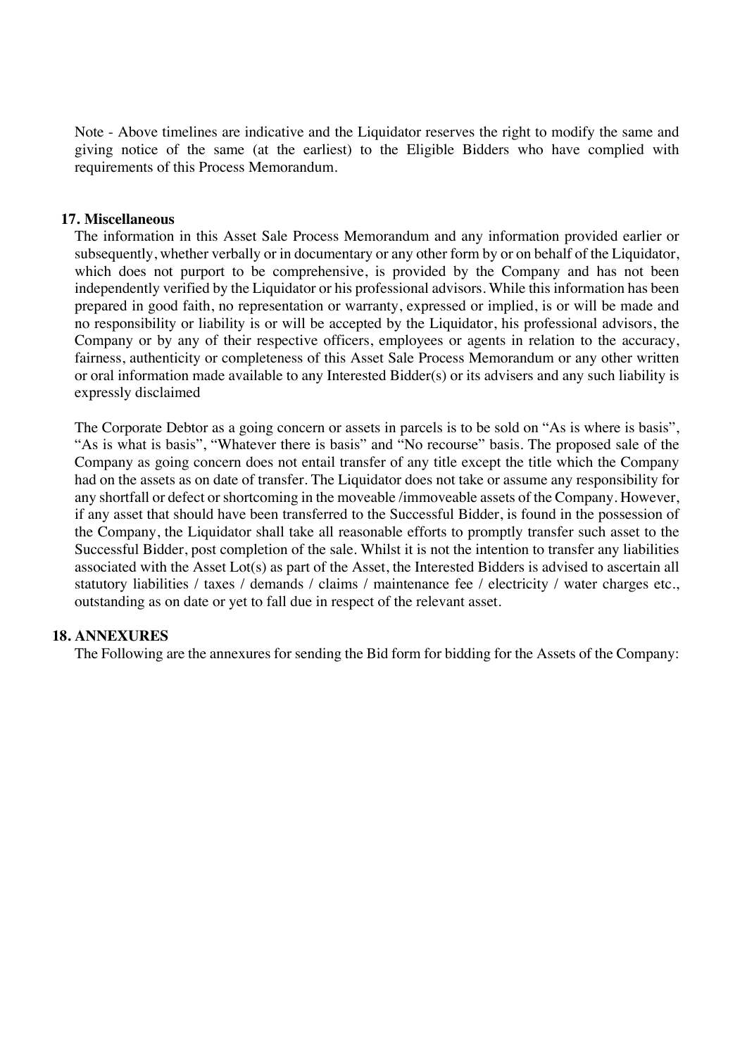Note - Above timelines are indicative and the Liquidator reserves the right to modify the same and giving notice of the same (at the earliest) to the Eligible Bidders who have complied with requirements of this Process Memorandum.

## 17. Miscellaneous

The information in this Asset Sale Process Memorandum and any information provided earlier or subsequently, whether verbally or in documentary or any other form by or on behalf of the Liquidator, which does not purport to be comprehensive, is provided by the Company and has not been independently verified by the Liquidator or his professional advisors. While this information has been prepared in good faith, no representation or warranty, expressed or implied, is or will be made and no responsibility or liability is or will be accepted by the Liquidator, his professional advisors, the Company or by any of their respective officers, employees or agents in relation to the accuracy, fairness, authenticity or completeness of this Asset Sale Process Memorandum or any other written or oral information made available to any Interested Bidder(s) or its advisers and any such liability is expressly disclaimed

The Corporate Debtor as a going concern or assets in parcels is to be sold on "As is where is basis", "As is what is basis", "Whatever there is basis" and "No recourse" basis. The proposed sale of the Company as going concern does not entail transfer of any title except the title which the Company had on the assets as on date of transfer. The Liquidator does not take or assume any responsibility for any shortfall or defect or shortcoming in the moveable /immoveable assets of the Company. However, if any asset that should have been transferred to the Successful Bidder, is found in the possession of the Company, the Liquidator shall take all reasonable efforts to promptly transfer such asset to the Successful Bidder, post completion of the sale. Whilst it is not the intention to transfer any liabilities associated with the Asset Lot(s) as part of the Asset, the Interested Bidders is advised to ascertain all statutory liabilities / taxes / demands / claims / maintenance fee / electricity / water charges etc., outstanding as on date or yet to fall due in respect of the relevant asset.

## 18. ANNEXURES

The Following are the annexures for sending the Bid form for bidding for the Assets of the Company: